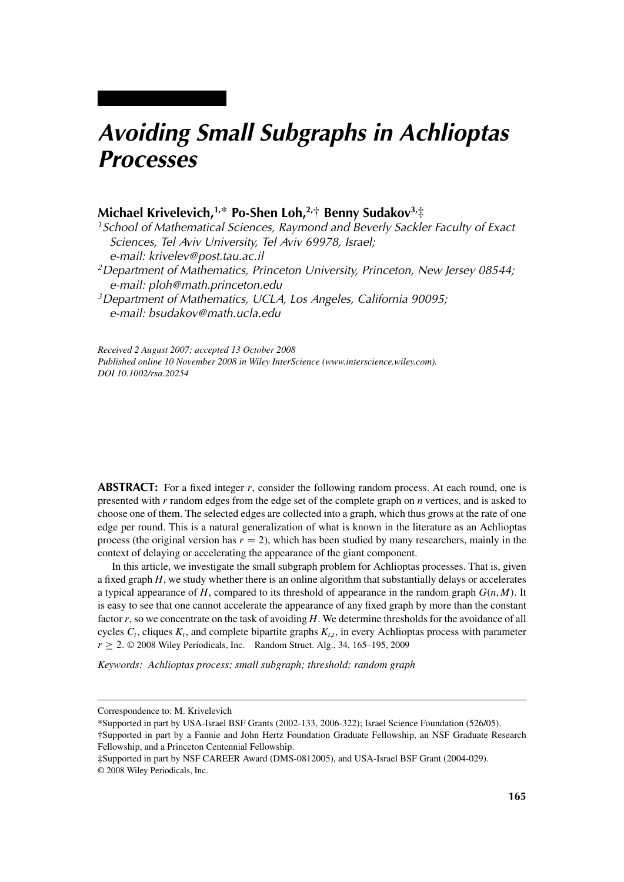// Avoiding Small Subgraphs in Achlioptas Processes

# Avoiding Small Subgraphs in Achlioptas Processes

**Michael Krivelevich,[1,*] Po-Shen Loh,[2,†] Benny Sudakov[3,‡]**

[1] *School of Mathematical Sciences, Raymond and Beverly Sackler Faculty of Exact Sciences, Tel Aviv University, Tel Aviv 69978, Israel; e-mail: krivelev@post.tau.ac.il*

[2] *Department of Mathematics, Princeton University, Princeton, New Jersey 08544; e-mail: ploh@math.princeton.edu*

[3] *Department of Mathematics, UCLA, Los Angeles, California 90095; e-mail: bsudakov@math.ucla.edu*

*Received 2 August 2007; accepted 13 October 2008*
*Published online 10 November 2008 in Wiley InterScience (www.interscience.wiley.com).*
*DOI 10.1002/rsa.20254*

**ABSTRACT:** For a fixed integer $r$, consider the following random process. At each round, one is presented with $r$ random edges from the edge set of the complete graph on $n$ vertices, and is asked to choose one of them. The selected edges are collected into a graph, which thus grows at the rate of one edge per round. This is a natural generalization of what is known in the literature as an Achlioptas process (the original version has $r = 2$), which has been studied by many researchers, mainly in the context of delaying or accelerating the appearance of the giant component.

In this article, we investigate the small subgraph problem for Achlioptas processes. That is, given a fixed graph $H$, we study whether there is an online algorithm that substantially delays or accelerates a typical appearance of $H$, compared to its threshold of appearance in the random graph $G(n, M)$. It is easy to see that one cannot accelerate the appearance of any fixed graph by more than the constant factor $r$, so we concentrate on the task of avoiding $H$. We determine thresholds for the avoidance of all cycles $C_t$, cliques $K_t$, and complete bipartite graphs $K_{t,t}$, in every Achlioptas process with parameter $r \geq 2$. © 2008 Wiley Periodicals, Inc. Random Struct. Alg., 34, 165–195, 2009

*Keywords: Achlioptas process; small subgraph; threshold; random graph*

---

Correspondence to: M. Krivelevich

*Supported in part by USA-Israel BSF Grants (2002-133, 2006-322); Israel Science Foundation (526/05).

†Supported in part by a Fannie and John Hertz Foundation Graduate Fellowship, an NSF Graduate Research Fellowship, and a Princeton Centennial Fellowship.

‡Supported in part by NSF CAREER Award (DMS-0812005), and USA-Israel BSF Grant (2004-029).

© 2008 Wiley Periodicals, Inc.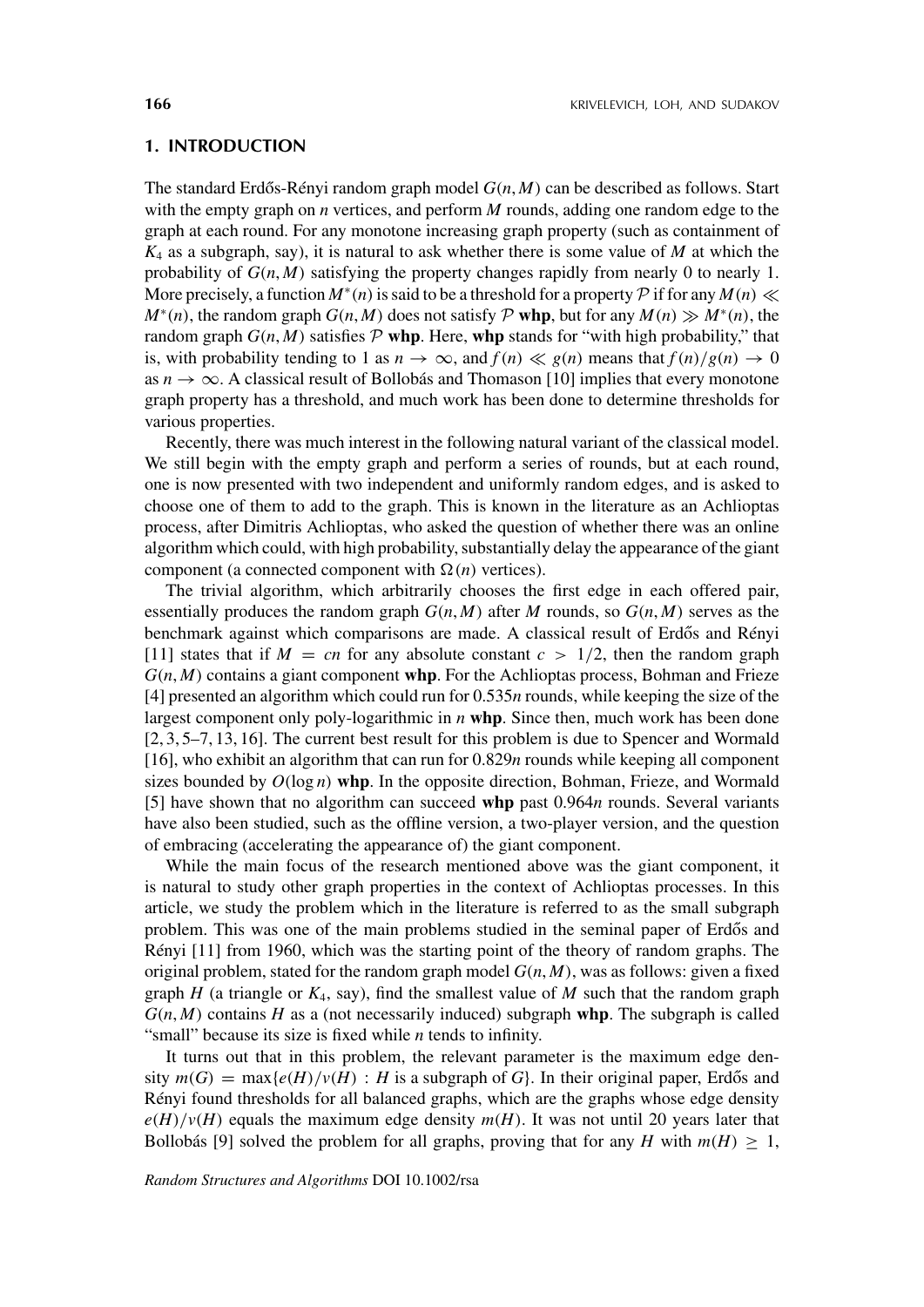## 1. INTRODUCTION

The standard Erdős-Rényi random graph model $G(n, M)$ can be described as follows. Start with the empty graph on $n$ vertices, and perform $M$ rounds, adding one random edge to the graph at each round. For any monotone increasing graph property (such as containment of $K_4$ as a subgraph, say), it is natural to ask whether there is some value of $M$ at which the probability of $G(n, M)$ satisfying the property changes rapidly from nearly 0 to nearly 1. More precisely, a function $M^*(n)$ is said to be a threshold for a property $\mathcal{P}$ if for any $M(n) \ll M^*(n)$, the random graph $G(n, M)$ does not satisfy $\mathcal{P}$ **whp**, but for any $M(n) \gg M^*(n)$, the random graph $G(n, M)$ satisfies $\mathcal{P}$ **whp**. Here, **whp** stands for "with high probability," that is, with probability tending to 1 as $n \to \infty$, and $f(n) \ll g(n)$ means that $f(n)/g(n) \to 0$ as $n \to \infty$. A classical result of Bollobás and Thomason [10] implies that every monotone graph property has a threshold, and much work has been done to determine thresholds for various properties.

Recently, there was much interest in the following natural variant of the classical model. We still begin with the empty graph and perform a series of rounds, but at each round, one is now presented with two independent and uniformly random edges, and is asked to choose one of them to add to the graph. This is known in the literature as an Achlioptas process, after Dimitris Achlioptas, who asked the question of whether there was an online algorithm which could, with high probability, substantially delay the appearance of the giant component (a connected component with $\Omega(n)$ vertices).

The trivial algorithm, which arbitrarily chooses the first edge in each offered pair, essentially produces the random graph $G(n, M)$ after $M$ rounds, so $G(n, M)$ serves as the benchmark against which comparisons are made. A classical result of Erdős and Rényi [11] states that if $M = cn$ for any absolute constant $c > 1/2$, then the random graph $G(n, M)$ contains a giant component **whp**. For the Achlioptas process, Bohman and Frieze [4] presented an algorithm which could run for $0.535n$ rounds, while keeping the size of the largest component only poly-logarithmic in $n$ **whp**. Since then, much work has been done [2, 3, 5–7, 13, 16]. The current best result for this problem is due to Spencer and Wormald [16], who exhibit an algorithm that can run for $0.829n$ rounds while keeping all component sizes bounded by $O(\log n)$ **whp**. In the opposite direction, Bohman, Frieze, and Wormald [5] have shown that no algorithm can succeed **whp** past $0.964n$ rounds. Several variants have also been studied, such as the offline version, a two-player version, and the question of embracing (accelerating the appearance of) the giant component.

While the main focus of the research mentioned above was the giant component, it is natural to study other graph properties in the context of Achlioptas processes. In this article, we study the problem which in the literature is referred to as the small subgraph problem. This was one of the main problems studied in the seminal paper of Erdős and Rényi [11] from 1960, which was the starting point of the theory of random graphs. The original problem, stated for the random graph model $G(n, M)$, was as follows: given a fixed graph $H$ (a triangle or $K_4$, say), find the smallest value of $M$ such that the random graph $G(n, M)$ contains $H$ as a (not necessarily induced) subgraph **whp**. The subgraph is called "small" because its size is fixed while $n$ tends to infinity.

It turns out that in this problem, the relevant parameter is the maximum edge density $m(G) = \max\{e(H)/v(H) : H \text{ is a subgraph of } G\}$. In their original paper, Erdős and Rényi found thresholds for all balanced graphs, which are the graphs whose edge density $e(H)/v(H)$ equals the maximum edge density $m(H)$. It was not until 20 years later that Bollobás [9] solved the problem for all graphs, proving that for any $H$ with $m(H) \geq 1$,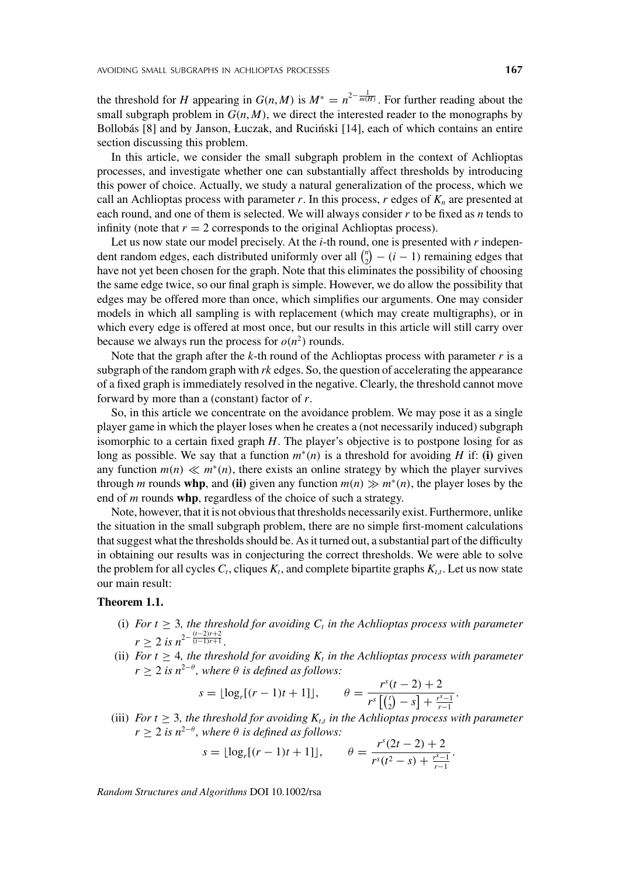the threshold for $H$ appearing in $G(n, M)$ is $M^* = n^{2-\frac{1}{m(H)}}$. For further reading about the small subgraph problem in $G(n, M)$, we direct the interested reader to the monographs by Bollobás [8] and by Janson, Łuczak, and Ruciński [14], each of which contains an entire section discussing this problem.

In this article, we consider the small subgraph problem in the context of Achlioptas processes, and investigate whether one can substantially affect thresholds by introducing this power of choice. Actually, we study a natural generalization of the process, which we call an Achlioptas process with parameter $r$. In this process, $r$ edges of $K_n$ are presented at each round, and one of them is selected. We will always consider $r$ to be fixed as $n$ tends to infinity (note that $r = 2$ corresponds to the original Achlioptas process).

Let us now state our model precisely. At the $i$-th round, one is presented with $r$ independent random edges, each distributed uniformly over all $\binom{n}{2} - (i - 1)$ remaining edges that have not yet been chosen for the graph. Note that this eliminates the possibility of choosing the same edge twice, so our final graph is simple. However, we do allow the possibility that edges may be offered more than once, which simplifies our arguments. One may consider models in which all sampling is with replacement (which may create multigraphs), or in which every edge is offered at most once, but our results in this article will still carry over because we always run the process for $o(n^2)$ rounds.

Note that the graph after the $k$-th round of the Achlioptas process with parameter $r$ is a subgraph of the random graph with $rk$ edges. So, the question of accelerating the appearance of a fixed graph is immediately resolved in the negative. Clearly, the threshold cannot move forward by more than a (constant) factor of $r$.

So, in this article we concentrate on the avoidance problem. We may pose it as a single player game in which the player loses when he creates a (not necessarily induced) subgraph isomorphic to a certain fixed graph $H$. The player's objective is to postpone losing for as long as possible. We say that a function $m^*(n)$ is a threshold for avoiding $H$ if: **(i)** given any function $m(n) \ll m^*(n)$, there exists an online strategy by which the player survives through $m$ rounds **whp**, and **(ii)** given any function $m(n) \gg m^*(n)$, the player loses by the end of $m$ rounds **whp**, regardless of the choice of such a strategy.

Note, however, that it is not obvious that thresholds necessarily exist. Furthermore, unlike the situation in the small subgraph problem, there are no simple first-moment calculations that suggest what the thresholds should be. As it turned out, a substantial part of the difficulty in obtaining our results was in conjecturing the correct thresholds. We were able to solve the problem for all cycles $C_t$, cliques $K_t$, and complete bipartite graphs $K_{t,t}$. Let us now state our main result:

**Theorem 1.1.**

(i) *For $t \geq 3$, the threshold for avoiding $C_t$ in the Achlioptas process with parameter $r \geq 2$ is $n^{2-\frac{(t-2)r+2}{(t-1)r+1}}$.*

(ii) *For $t \geq 4$, the threshold for avoiding $K_t$ in the Achlioptas process with parameter $r \geq 2$ is $n^{2-\theta}$, where $\theta$ is defined as follows:*

$$s = \lfloor \log_r[(r-1)t + 1] \rfloor, \qquad \theta = \frac{r^s(t-2) + 2}{r^s\left[\binom{t}{2} - s\right] + \frac{r^s - 1}{r-1}}.$$

(iii) *For $t \geq 3$, the threshold for avoiding $K_{t,t}$ in the Achlioptas process with parameter $r \geq 2$ is $n^{2-\theta}$, where $\theta$ is defined as follows:*

$$s = \lfloor \log_r[(r-1)t + 1] \rfloor, \qquad \theta = \frac{r^s(2t-2) + 2}{r^s(t^2 - s) + \frac{r^s - 1}{r-1}}.$$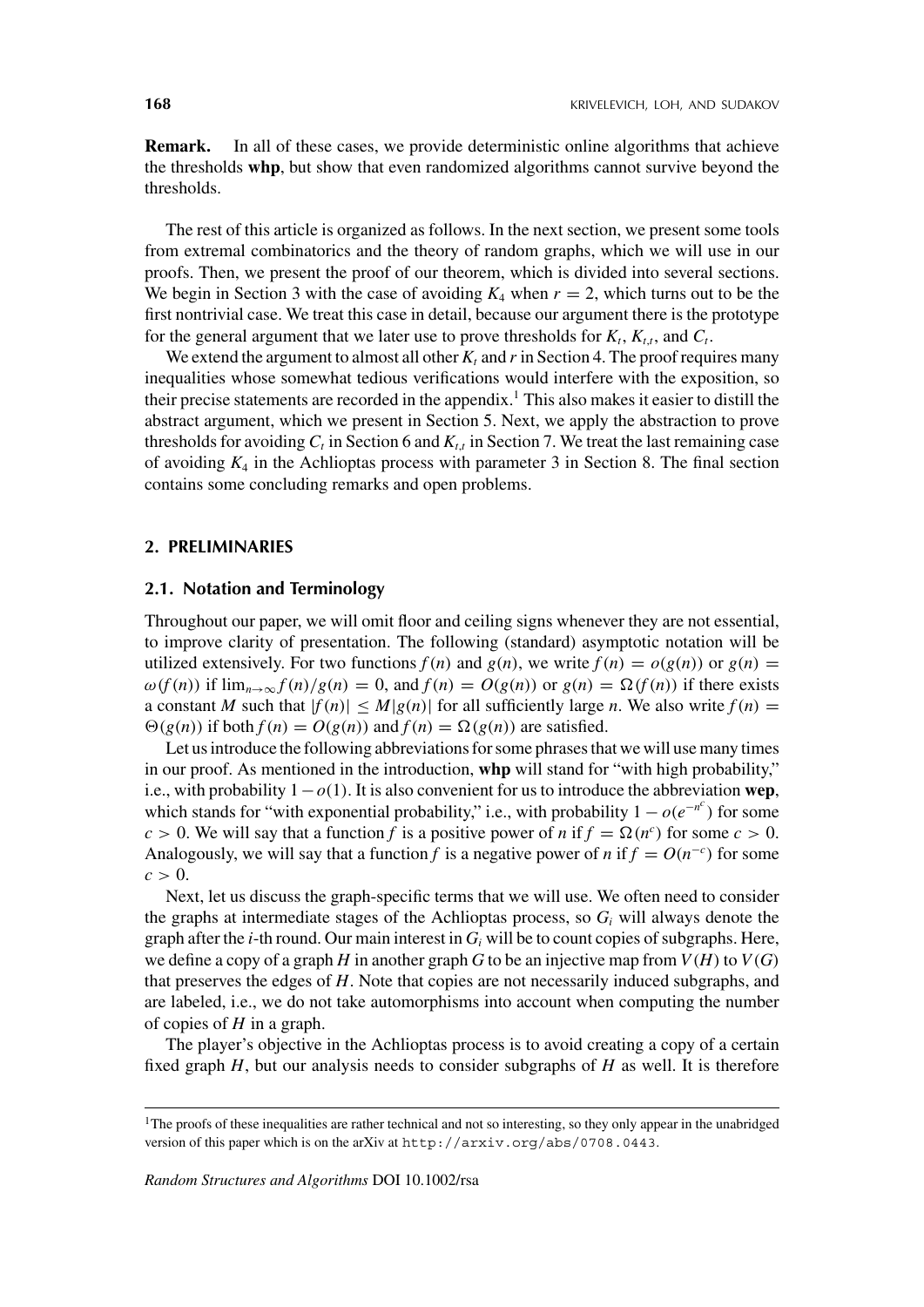**Remark.** In all of these cases, we provide deterministic online algorithms that achieve the thresholds **whp**, but show that even randomized algorithms cannot survive beyond the thresholds.

The rest of this article is organized as follows. In the next section, we present some tools from extremal combinatorics and the theory of random graphs, which we will use in our proofs. Then, we present the proof of our theorem, which is divided into several sections. We begin in Section 3 with the case of avoiding $K_4$ when $r = 2$, which turns out to be the first nontrivial case. We treat this case in detail, because our argument there is the prototype for the general argument that we later use to prove thresholds for $K_t$, $K_{t,t}$, and $C_t$.

We extend the argument to almost all other $K_t$ and $r$ in Section 4. The proof requires many inequalities whose somewhat tedious verifications would interfere with the exposition, so their precise statements are recorded in the appendix.[1] This also makes it easier to distill the abstract argument, which we present in Section 5. Next, we apply the abstraction to prove thresholds for avoiding $C_t$ in Section 6 and $K_{t,t}$ in Section 7. We treat the last remaining case of avoiding $K_4$ in the Achlioptas process with parameter 3 in Section 8. The final section contains some concluding remarks and open problems.

## 2. PRELIMINARIES

### 2.1. Notation and Terminology

Throughout our paper, we will omit floor and ceiling signs whenever they are not essential, to improve clarity of presentation. The following (standard) asymptotic notation will be utilized extensively. For two functions $f(n)$ and $g(n)$, we write $f(n) = o(g(n))$ or $g(n) = \omega(f(n))$ if $\lim_{n\to\infty} f(n)/g(n) = 0$, and $f(n) = O(g(n))$ or $g(n) = \Omega(f(n))$ if there exists a constant $M$ such that $|f(n)| \le M|g(n)|$ for all sufficiently large $n$. We also write $f(n) = \Theta(g(n))$ if both $f(n) = O(g(n))$ and $f(n) = \Omega(g(n))$ are satisfied.

Let us introduce the following abbreviations for some phrases that we will use many times in our proof. As mentioned in the introduction, **whp** will stand for "with high probability," i.e., with probability $1 - o(1)$. It is also convenient for us to introduce the abbreviation **wep**, which stands for "with exponential probability," i.e., with probability $1 - o(e^{-n^c})$ for some $c > 0$. We will say that a function $f$ is a positive power of $n$ if $f = \Omega(n^c)$ for some $c > 0$. Analogously, we will say that a function $f$ is a negative power of $n$ if $f = O(n^{-c})$ for some $c > 0$.

Next, let us discuss the graph-specific terms that we will use. We often need to consider the graphs at intermediate stages of the Achlioptas process, so $G_i$ will always denote the graph after the $i$-th round. Our main interest in $G_i$ will be to count copies of subgraphs. Here, we define a copy of a graph $H$ in another graph $G$ to be an injective map from $V(H)$ to $V(G)$ that preserves the edges of $H$. Note that copies are not necessarily induced subgraphs, and are labeled, i.e., we do not take automorphisms into account when computing the number of copies of $H$ in a graph.

The player's objective in the Achlioptas process is to avoid creating a copy of a certain fixed graph $H$, but our analysis needs to consider subgraphs of $H$ as well. It is therefore

---

[1] The proofs of these inequalities are rather technical and not so interesting, so they only appear in the unabridged version of this paper which is on the arXiv at http://arxiv.org/abs/0708.0443.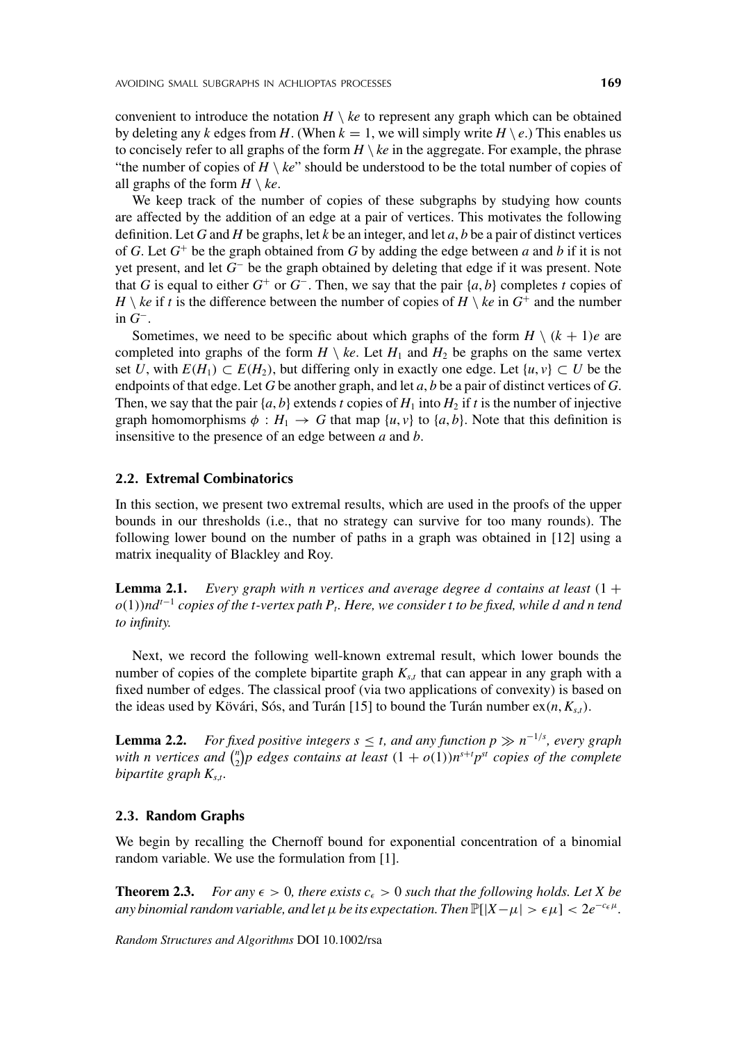convenient to introduce the notation $H \setminus ke$ to represent any graph which can be obtained by deleting any $k$ edges from $H$. (When $k = 1$, we will simply write $H \setminus e$.) This enables us to concisely refer to all graphs of the form $H \setminus ke$ in the aggregate. For example, the phrase "the number of copies of $H \setminus ke$" should be understood to be the total number of copies of all graphs of the form $H \setminus ke$.

We keep track of the number of copies of these subgraphs by studying how counts are affected by the addition of an edge at a pair of vertices. This motivates the following definition. Let $G$ and $H$ be graphs, let $k$ be an integer, and let $a, b$ be a pair of distinct vertices of $G$. Let $G^+$ be the graph obtained from $G$ by adding the edge between $a$ and $b$ if it is not yet present, and let $G^-$ be the graph obtained by deleting that edge if it was present. Note that $G$ is equal to either $G^+$ or $G^-$. Then, we say that the pair $\{a, b\}$ completes $t$ copies of $H \setminus ke$ if $t$ is the difference between the number of copies of $H \setminus ke$ in $G^+$ and the number in $G^-$.

Sometimes, we need to be specific about which graphs of the form $H \setminus (k+1)e$ are completed into graphs of the form $H \setminus ke$. Let $H_1$ and $H_2$ be graphs on the same vertex set $U$, with $E(H_1) \subset E(H_2)$, but differing only in exactly one edge. Let $\{u, v\} \subset U$ be the endpoints of that edge. Let $G$ be another graph, and let $a, b$ be a pair of distinct vertices of $G$. Then, we say that the pair $\{a, b\}$ extends $t$ copies of $H_1$ into $H_2$ if $t$ is the number of injective graph homomorphisms $\phi : H_1 \to G$ that map $\{u, v\}$ to $\{a, b\}$. Note that this definition is insensitive to the presence of an edge between $a$ and $b$.

### 2.2. Extremal Combinatorics

In this section, we present two extremal results, which are used in the proofs of the upper bounds in our thresholds (i.e., that no strategy can survive for too many rounds). The following lower bound on the number of paths in a graph was obtained in [12] using a matrix inequality of Blackley and Roy.

**Lemma 2.1.** *Every graph with $n$ vertices and average degree $d$ contains at least $(1 + o(1))nd^{t-1}$ copies of the $t$-vertex path $P_t$. Here, we consider $t$ to be fixed, while $d$ and $n$ tend to infinity.*

Next, we record the following well-known extremal result, which lower bounds the number of copies of the complete bipartite graph $K_{s,t}$ that can appear in any graph with a fixed number of edges. The classical proof (via two applications of convexity) is based on the ideas used by Kövári, Sós, and Turán [15] to bound the Turán number $\text{ex}(n, K_{s,t})$.

**Lemma 2.2.** *For fixed positive integers $s \leq t$, and any function $p \gg n^{-1/s}$, every graph with $n$ vertices and $\binom{n}{2}p$ edges contains at least $(1 + o(1))n^{s+t}p^{st}$ copies of the complete bipartite graph $K_{s,t}$.*

### 2.3. Random Graphs

We begin by recalling the Chernoff bound for exponential concentration of a binomial random variable. We use the formulation from [1].

**Theorem 2.3.** *For any $\epsilon > 0$, there exists $c_\epsilon > 0$ such that the following holds. Let $X$ be any binomial random variable, and let $\mu$ be its expectation. Then $\mathbb{P}[|X - \mu| > \epsilon\mu] < 2e^{-c_\epsilon \mu}$.*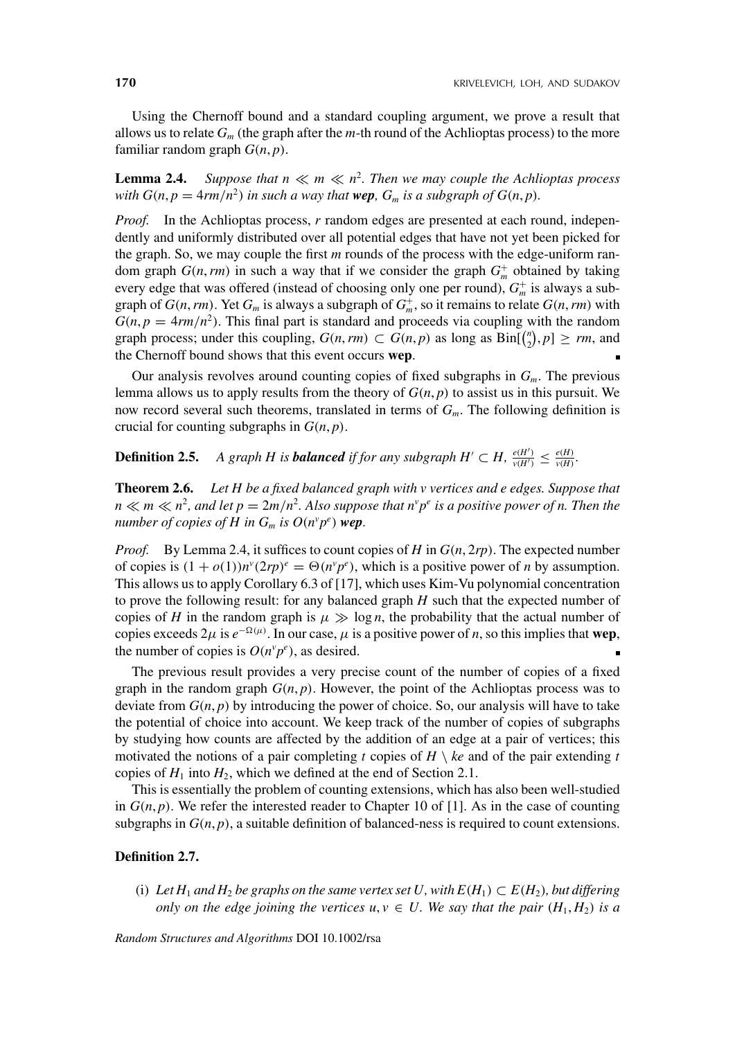Using the Chernoff bound and a standard coupling argument, we prove a result that allows us to relate $G_m$ (the graph after the $m$-th round of the Achlioptas process) to the more familiar random graph $G(n,p)$.

**Lemma 2.4.** *Suppose that $n \ll m \ll n^2$. Then we may couple the Achlioptas process with $G(n, p = 4rm/n^2)$ in such a way that **wep**, $G_m$ is a subgraph of $G(n,p)$.*

*Proof.* In the Achlioptas process, $r$ random edges are presented at each round, independently and uniformly distributed over all potential edges that have not yet been picked for the graph. So, we may couple the first $m$ rounds of the process with the edge-uniform random graph $G(n, rm)$ in such a way that if we consider the graph $G_m^+$ obtained by taking every edge that was offered (instead of choosing only one per round), $G_m^+$ is always a subgraph of $G(n, rm)$. Yet $G_m$ is always a subgraph of $G_m^+$, so it remains to relate $G(n, rm)$ with $G(n, p = 4rm/n^2)$. This final part is standard and proceeds via coupling with the random graph process; under this coupling, $G(n, rm) \subset G(n,p)$ as long as $\text{Bin}[\binom{n}{2}, p] \geq rm$, and the Chernoff bound shows that this event occurs **wep**. ∎

Our analysis revolves around counting copies of fixed subgraphs in $G_m$. The previous lemma allows us to apply results from the theory of $G(n,p)$ to assist us in this pursuit. We now record several such theorems, translated in terms of $G_m$. The following definition is crucial for counting subgraphs in $G(n,p)$.

**Definition 2.5.** *A graph $H$ is **balanced** if for any subgraph $H' \subset H$, $\frac{e(H')}{v(H')} \leq \frac{e(H)}{v(H)}$.*

**Theorem 2.6.** *Let $H$ be a fixed balanced graph with $v$ vertices and $e$ edges. Suppose that $n \ll m \ll n^2$, and let $p = 2m/n^2$. Also suppose that $n^v p^e$ is a positive power of $n$. Then the number of copies of $H$ in $G_m$ is $O(n^v p^e)$ **wep**.*

*Proof.* By Lemma 2.4, it suffices to count copies of $H$ in $G(n, 2rp)$. The expected number of copies is $(1 + o(1))n^v(2rp)^e = \Theta(n^v p^e)$, which is a positive power of $n$ by assumption. This allows us to apply Corollary 6.3 of [17], which uses Kim-Vu polynomial concentration to prove the following result: for any balanced graph $H$ such that the expected number of copies of $H$ in the random graph is $\mu \gg \log n$, the probability that the actual number of copies exceeds $2\mu$ is $e^{-\Omega(\mu)}$. In our case, $\mu$ is a positive power of $n$, so this implies that **wep**, the number of copies is $O(n^v p^e)$, as desired. ∎

The previous result provides a very precise count of the number of copies of a fixed graph in the random graph $G(n,p)$. However, the point of the Achlioptas process was to deviate from $G(n,p)$ by introducing the power of choice. So, our analysis will have to take the potential of choice into account. We keep track of the number of copies of subgraphs by studying how counts are affected by the addition of an edge at a pair of vertices; this motivated the notions of a pair completing $t$ copies of $H \setminus ke$ and of the pair extending $t$ copies of $H_1$ into $H_2$, which we defined at the end of Section 2.1.

This is essentially the problem of counting extensions, which has also been well-studied in $G(n,p)$. We refer the interested reader to Chapter 10 of [1]. As in the case of counting subgraphs in $G(n,p)$, a suitable definition of balanced-ness is required to count extensions.

**Definition 2.7.**

(i) *Let $H_1$ and $H_2$ be graphs on the same vertex set $U$, with $E(H_1) \subset E(H_2)$, but differing only on the edge joining the vertices $u, v \in U$. We say that the pair $(H_1, H_2)$ is a*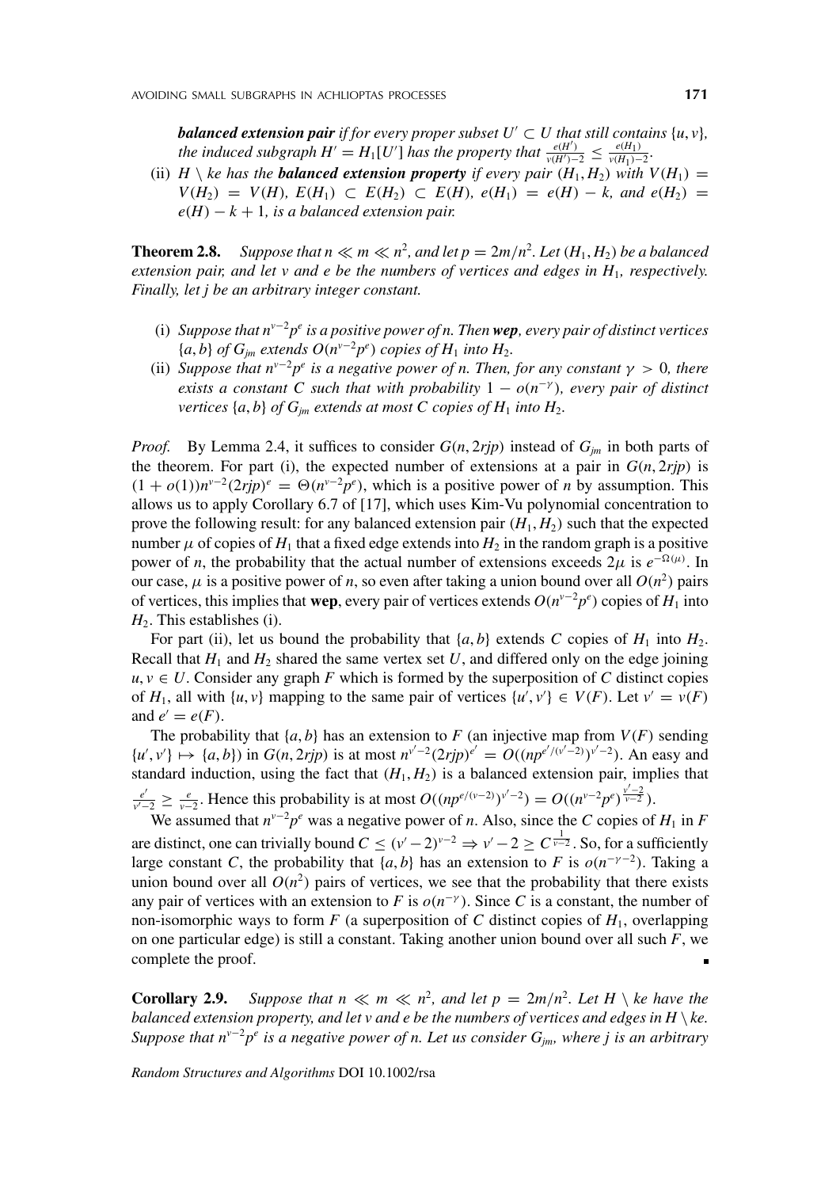***balanced extension pair*** *if for every proper subset $U' \subset U$ that still contains $\{u, v\}$, the induced subgraph $H' = H_1[U']$ has the property that $\frac{e(H')}{v(H')-2} \leq \frac{e(H_1)}{v(H_1)-2}$.*

(ii) *$H \setminus ke$ has the* ***balanced extension property*** *if every pair $(H_1, H_2)$ with $V(H_1) = V(H_2) = V(H)$, $E(H_1) \subset E(H_2) \subset E(H)$, $e(H_1) = e(H) - k$, and $e(H_2) = e(H) - k + 1$, is a balanced extension pair.*

**Theorem 2.8.** *Suppose that $n \ll m \ll n^2$, and let $p = 2m/n^2$. Let $(H_1, H_2)$ be a balanced extension pair, and let $v$ and $e$ be the numbers of vertices and edges in $H_1$, respectively. Finally, let $j$ be an arbitrary integer constant.*

(i) *Suppose that $n^{v-2}p^e$ is a positive power of $n$. Then* ***wep****, every pair of distinct vertices $\{a, b\}$ of $G_{jm}$ extends $O(n^{v-2}p^e)$ copies of $H_1$ into $H_2$.*

(ii) *Suppose that $n^{v-2}p^e$ is a negative power of $n$. Then, for any constant $\gamma > 0$, there exists a constant $C$ such that with probability $1 - o(n^{-\gamma})$, every pair of distinct vertices $\{a, b\}$ of $G_{jm}$ extends at most $C$ copies of $H_1$ into $H_2$.*

*Proof.* By Lemma 2.4, it suffices to consider $G(n, 2rjp)$ instead of $G_{jm}$ in both parts of the theorem. For part (i), the expected number of extensions at a pair in $G(n, 2rjp)$ is $(1 + o(1))n^{v-2}(2rjp)^e = \Theta(n^{v-2}p^e)$, which is a positive power of $n$ by assumption. This allows us to apply Corollary 6.7 of [17], which uses Kim-Vu polynomial concentration to prove the following result: for any balanced extension pair $(H_1, H_2)$ such that the expected number $\mu$ of copies of $H_1$ that a fixed edge extends into $H_2$ in the random graph is a positive power of $n$, the probability that the actual number of extensions exceeds $2\mu$ is $e^{-\Omega(\mu)}$. In our case, $\mu$ is a positive power of $n$, so even after taking a union bound over all $O(n^2)$ pairs of vertices, this implies that **wep**, every pair of vertices extends $O(n^{v-2}p^e)$ copies of $H_1$ into $H_2$. This establishes (i).

For part (ii), let us bound the probability that $\{a, b\}$ extends $C$ copies of $H_1$ into $H_2$. Recall that $H_1$ and $H_2$ shared the same vertex set $U$, and differed only on the edge joining $u, v \in U$. Consider any graph $F$ which is formed by the superposition of $C$ distinct copies of $H_1$, all with $\{u, v\}$ mapping to the same pair of vertices $\{u', v'\} \in V(F)$. Let $v' = v(F)$ and $e' = e(F)$.

The probability that $\{a, b\}$ has an extension to $F$ (an injective map from $V(F)$ sending $\{u', v'\} \mapsto \{a, b\}$) in $G(n, 2rjp)$ is at most $n^{v'-2}(2rjp)^{e'} = O((np^{e'/(v'-2)})^{v'-2})$. An easy and standard induction, using the fact that $(H_1, H_2)$ is a balanced extension pair, implies that $\frac{e'}{v'-2} \geq \frac{e}{v-2}$. Hence this probability is at most $O((np^{e/(v-2)})^{v'-2}) = O((n^{v-2}p^e)^{\frac{v'-2}{v-2}})$.

We assumed that $n^{v-2}p^e$ was a negative power of $n$. Also, since the $C$ copies of $H_1$ in $F$ are distinct, one can trivially bound $C \leq (v'-2)^{v-2} \Rightarrow v'-2 \geq C^{\frac{1}{v-2}}$. So, for a sufficiently large constant $C$, the probability that $\{a, b\}$ has an extension to $F$ is $o(n^{-\gamma-2})$. Taking a union bound over all $O(n^2)$ pairs of vertices, we see that the probability that there exists any pair of vertices with an extension to $F$ is $o(n^{-\gamma})$. Since $C$ is a constant, the number of non-isomorphic ways to form $F$ (a superposition of $C$ distinct copies of $H_1$, overlapping on one particular edge) is still a constant. Taking another union bound over all such $F$, we complete the proof. ∎

**Corollary 2.9.** *Suppose that $n \ll m \ll n^2$, and let $p = 2m/n^2$. Let $H \setminus ke$ have the balanced extension property, and let $v$ and $e$ be the numbers of vertices and edges in $H \setminus ke$. Suppose that $n^{v-2}p^e$ is a negative power of $n$. Let us consider $G_{jm}$, where $j$ is an arbitrary*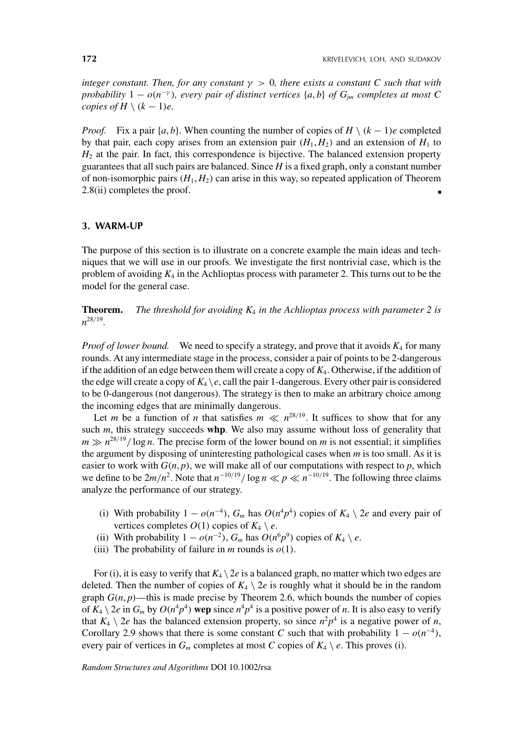*integer constant. Then, for any constant $\gamma > 0$, there exists a constant $C$ such that with probability $1 - o(n^{-\gamma})$, every pair of distinct vertices $\{a, b\}$ of $G_{jm}$ completes at most $C$ copies of $H \setminus (k-1)e$.*

*Proof.* Fix a pair $\{a, b\}$. When counting the number of copies of $H \setminus (k-1)e$ completed by that pair, each copy arises from an extension pair $(H_1, H_2)$ and an extension of $H_1$ to $H_2$ at the pair. In fact, this correspondence is bijective. The balanced extension property guarantees that all such pairs are balanced. Since $H$ is a fixed graph, only a constant number of non-isomorphic pairs $(H_1, H_2)$ can arise in this way, so repeated application of Theorem 2.8(ii) completes the proof. ∎

## 3. WARM-UP

The purpose of this section is to illustrate on a concrete example the main ideas and techniques that we will use in our proofs. We investigate the first nontrivial case, which is the problem of avoiding $K_4$ in the Achlioptas process with parameter 2. This turns out to be the model for the general case.

**Theorem.** *The threshold for avoiding $K_4$ in the Achlioptas process with parameter 2 is $n^{28/19}$.*

*Proof of lower bound.* We need to specify a strategy, and prove that it avoids $K_4$ for many rounds. At any intermediate stage in the process, consider a pair of points to be 2-dangerous if the addition of an edge between them will create a copy of $K_4$. Otherwise, if the addition of the edge will create a copy of $K_4 \setminus e$, call the pair 1-dangerous. Every other pair is considered to be 0-dangerous (not dangerous). The strategy is then to make an arbitrary choice among the incoming edges that are minimally dangerous.

Let $m$ be a function of $n$ that satisfies $m \ll n^{28/19}$. It suffices to show that for any such $m$, this strategy succeeds **whp**. We also may assume without loss of generality that $m \gg n^{28/19}/\log n$. The precise form of the lower bound on $m$ is not essential; it simplifies the argument by disposing of uninteresting pathological cases when $m$ is too small. As it is easier to work with $G(n, p)$, we will make all of our computations with respect to $p$, which we define to be $2m/n^2$. Note that $n^{-10/19}/\log n \ll p \ll n^{-10/19}$. The following three claims analyze the performance of our strategy.

(i) With probability $1 - o(n^{-4})$, $G_m$ has $O(n^4p^4)$ copies of $K_4 \setminus 2e$ and every pair of vertices completes $O(1)$ copies of $K_4 \setminus e$.
(ii) With probability $1 - o(n^{-2})$, $G_m$ has $O(n^6p^9)$ copies of $K_4 \setminus e$.
(iii) The probability of failure in $m$ rounds is $o(1)$.

For (i), it is easy to verify that $K_4 \setminus 2e$ is a balanced graph, no matter which two edges are deleted. Then the number of copies of $K_4 \setminus 2e$ is roughly what it should be in the random graph $G(n, p)$—this is made precise by Theorem 2.6, which bounds the number of copies of $K_4 \setminus 2e$ in $G_m$ by $O(n^4p^4)$ **wep** since $n^4p^4$ is a positive power of $n$. It is also easy to verify that $K_4 \setminus 2e$ has the balanced extension property, so since $n^2p^4$ is a negative power of $n$, Corollary 2.9 shows that there is some constant $C$ such that with probability $1 - o(n^{-4})$, every pair of vertices in $G_m$ completes at most $C$ copies of $K_4 \setminus e$. This proves (i).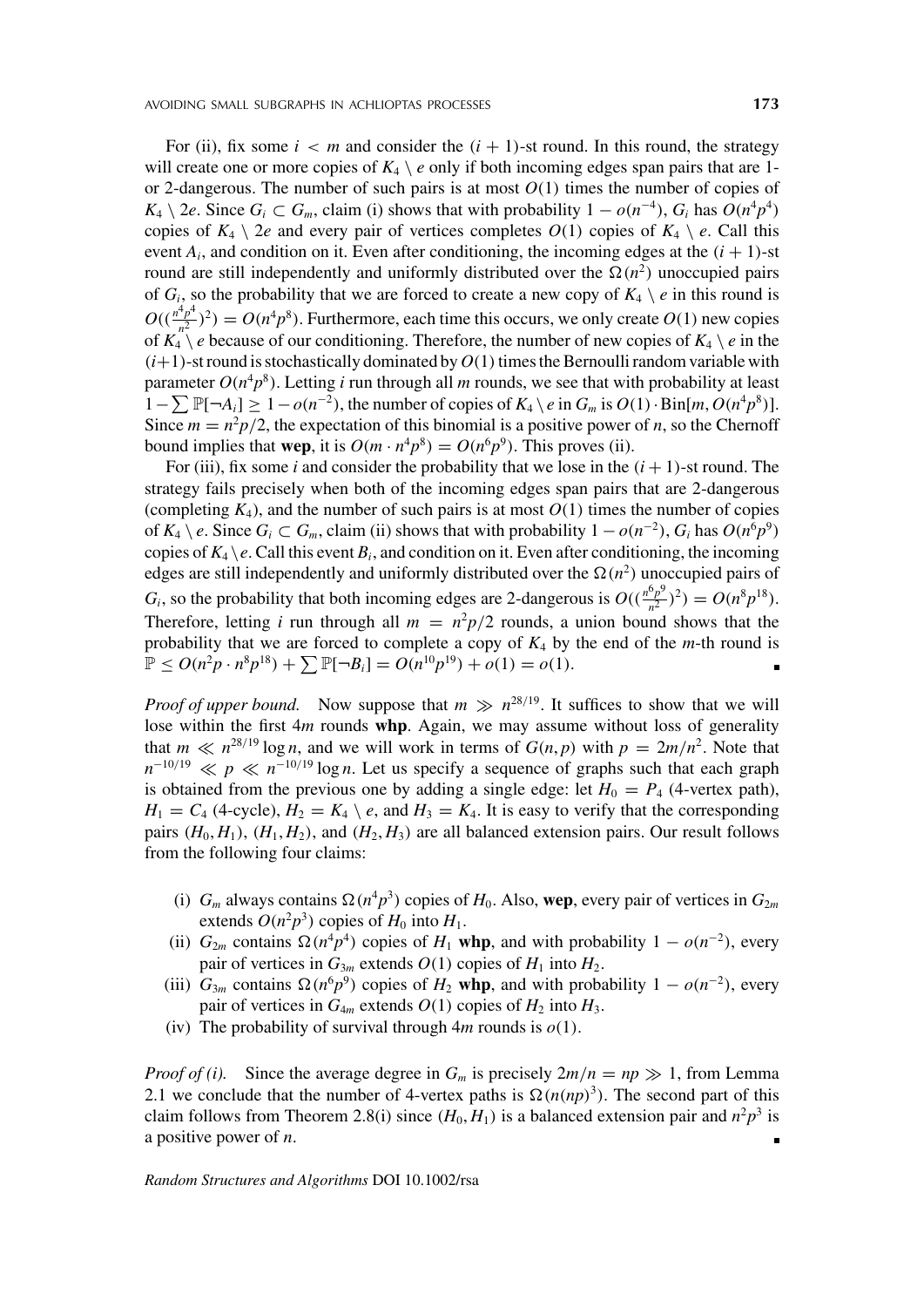For (ii), fix some $i < m$ and consider the $(i+1)$-st round. In this round, the strategy will create one or more copies of $K_4 \setminus e$ only if both incoming edges span pairs that are 1- or 2-dangerous. The number of such pairs is at most $O(1)$ times the number of copies of $K_4 \setminus 2e$. Since $G_i \subset G_m$, claim (i) shows that with probability $1 - o(n^{-4})$, $G_i$ has $O(n^4p^4)$ copies of $K_4 \setminus 2e$ and every pair of vertices completes $O(1)$ copies of $K_4 \setminus e$. Call this event $A_i$, and condition on it. Even after conditioning, the incoming edges at the $(i+1)$-st round are still independently and uniformly distributed over the $\Omega(n^2)$ unoccupied pairs of $G_i$, so the probability that we are forced to create a new copy of $K_4 \setminus e$ in this round is $O((\frac{n^4p^4}{n^2})^2) = O(n^4p^8)$. Furthermore, each time this occurs, we only create $O(1)$ new copies of $K_4 \setminus e$ because of our conditioning. Therefore, the number of new copies of $K_4 \setminus e$ in the $(i+1)$-st round is stochastically dominated by $O(1)$ times the Bernoulli random variable with parameter $O(n^4p^8)$. Letting $i$ run through all $m$ rounds, we see that with probability at least $1 - \sum \mathbb{P}[\neg A_i] \geq 1 - o(n^{-2})$, the number of copies of $K_4 \setminus e$ in $G_m$ is $O(1) \cdot \text{Bin}[m, O(n^4p^8)]$. Since $m = n^2p/2$, the expectation of this binomial is a positive power of $n$, so the Chernoff bound implies that **wep**, it is $O(m \cdot n^4p^8) = O(n^6p^9)$. This proves (ii).

For (iii), fix some $i$ and consider the probability that we lose in the $(i+1)$-st round. The strategy fails precisely when both of the incoming edges span pairs that are 2-dangerous (completing $K_4$), and the number of such pairs is at most $O(1)$ times the number of copies of $K_4 \setminus e$. Since $G_i \subset G_m$, claim (ii) shows that with probability $1 - o(n^{-2})$, $G_i$ has $O(n^6p^9)$ copies of $K_4 \setminus e$. Call this event $B_i$, and condition on it. Even after conditioning, the incoming edges are still independently and uniformly distributed over the $\Omega(n^2)$ unoccupied pairs of $G_i$, so the probability that both incoming edges are 2-dangerous is $O((\frac{n^6p^9}{n^2})^2) = O(n^8p^{18})$. Therefore, letting $i$ run through all $m = n^2p/2$ rounds, a union bound shows that the probability that we are forced to complete a copy of $K_4$ by the end of the $m$-th round is $\mathbb{P} \leq O(n^2p \cdot n^8p^{18}) + \sum \mathbb{P}[\neg B_i] = O(n^{10}p^{19}) + o(1) = o(1)$. ∎

*Proof of upper bound.* Now suppose that $m \gg n^{28/19}$. It suffices to show that we will lose within the first $4m$ rounds **whp**. Again, we may assume without loss of generality that $m \ll n^{28/19} \log n$, and we will work in terms of $G(n,p)$ with $p = 2m/n^2$. Note that $n^{-10/19} \ll p \ll n^{-10/19} \log n$. Let us specify a sequence of graphs such that each graph is obtained from the previous one by adding a single edge: let $H_0 = P_4$ (4-vertex path), $H_1 = C_4$ (4-cycle), $H_2 = K_4 \setminus e$, and $H_3 = K_4$. It is easy to verify that the corresponding pairs $(H_0, H_1)$, $(H_1, H_2)$, and $(H_2, H_3)$ are all balanced extension pairs. Our result follows from the following four claims:

- (i) $G_m$ always contains $\Omega(n^4p^3)$ copies of $H_0$. Also, **wep**, every pair of vertices in $G_{2m}$ extends $O(n^2p^3)$ copies of $H_0$ into $H_1$.
- (ii) $G_{2m}$ contains $\Omega(n^4p^4)$ copies of $H_1$ **whp**, and with probability $1 - o(n^{-2})$, every pair of vertices in $G_{3m}$ extends $O(1)$ copies of $H_1$ into $H_2$.
- (iii) $G_{3m}$ contains $\Omega(n^6p^9)$ copies of $H_2$ **whp**, and with probability $1 - o(n^{-2})$, every pair of vertices in $G_{4m}$ extends $O(1)$ copies of $H_2$ into $H_3$.
- (iv) The probability of survival through $4m$ rounds is $o(1)$.

*Proof of (i).* Since the average degree in $G_m$ is precisely $2m/n = np \gg 1$, from Lemma 2.1 we conclude that the number of 4-vertex paths is $\Omega(n(np)^3)$. The second part of this claim follows from Theorem 2.8(i) since $(H_0, H_1)$ is a balanced extension pair and $n^2p^3$ is a positive power of $n$. ∎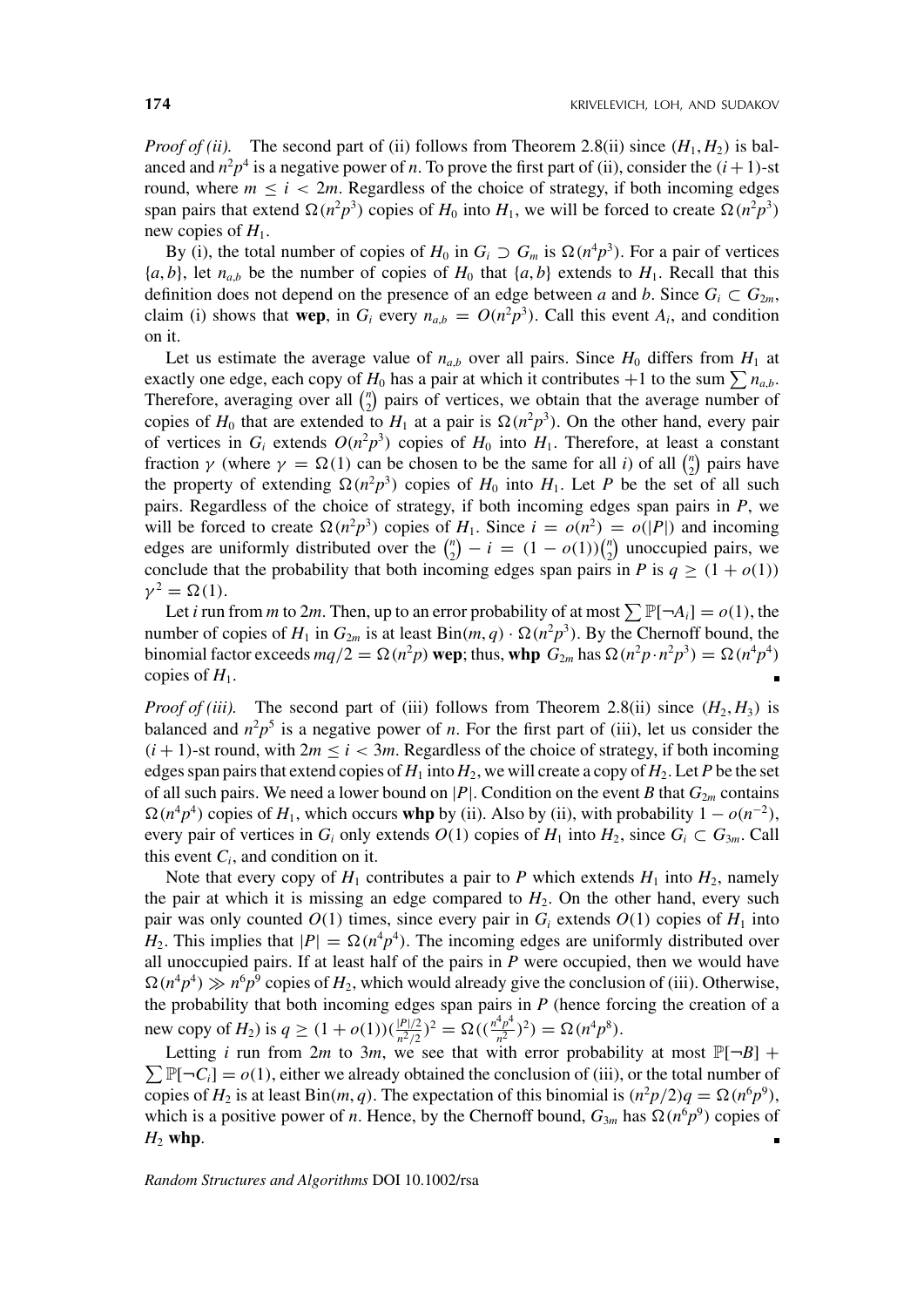*Proof of (ii).* The second part of (ii) follows from Theorem 2.8(ii) since $(H_1, H_2)$ is balanced and $n^2p^4$ is a negative power of $n$. To prove the first part of (ii), consider the $(i+1)$-st round, where $m \le i < 2m$. Regardless of the choice of strategy, if both incoming edges span pairs that extend $\Omega(n^2p^3)$ copies of $H_0$ into $H_1$, we will be forced to create $\Omega(n^2p^3)$ new copies of $H_1$.

By (i), the total number of copies of $H_0$ in $G_i \supset G_m$ is $\Omega(n^4p^3)$. For a pair of vertices $\{a, b\}$, let $n_{a,b}$ be the number of copies of $H_0$ that $\{a, b\}$ extends to $H_1$. Recall that this definition does not depend on the presence of an edge between $a$ and $b$. Since $G_i \subset G_{2m}$, claim (i) shows that **wep**, in $G_i$ every $n_{a,b} = O(n^2p^3)$. Call this event $A_i$, and condition on it.

Let us estimate the average value of $n_{a,b}$ over all pairs. Since $H_0$ differs from $H_1$ at exactly one edge, each copy of $H_0$ has a pair at which it contributes $+1$ to the sum $\sum n_{a,b}$. Therefore, averaging over all $\binom{n}{2}$ pairs of vertices, we obtain that the average number of copies of $H_0$ that are extended to $H_1$ at a pair is $\Omega(n^2p^3)$. On the other hand, every pair of vertices in $G_i$ extends $O(n^2p^3)$ copies of $H_0$ into $H_1$. Therefore, at least a constant fraction $\gamma$ (where $\gamma = \Omega(1)$ can be chosen to be the same for all $i$) of all $\binom{n}{2}$ pairs have the property of extending $\Omega(n^2p^3)$ copies of $H_0$ into $H_1$. Let $P$ be the set of all such pairs. Regardless of the choice of strategy, if both incoming edges span pairs in $P$, we will be forced to create $\Omega(n^2p^3)$ copies of $H_1$. Since $i = o(n^2) = o(|P|)$ and incoming edges are uniformly distributed over the $\binom{n}{2} - i = (1 - o(1))\binom{n}{2}$ unoccupied pairs, we conclude that the probability that both incoming edges span pairs in $P$ is $q \ge (1 + o(1)) \gamma^2 = \Omega(1)$.

Let $i$ run from $m$ to $2m$. Then, up to an error probability of at most $\sum \mathbb{P}[\neg A_i] = o(1)$, the number of copies of $H_1$ in $G_{2m}$ is at least $\text{Bin}(m, q) \cdot \Omega(n^2p^3)$. By the Chernoff bound, the binomial factor exceeds $mq/2 = \Omega(n^2p)$ **wep**; thus, **whp** $G_{2m}$ has $\Omega(n^2p \cdot n^2p^3) = \Omega(n^4p^4)$ copies of $H_1$. ∎

*Proof of (iii).* The second part of (iii) follows from Theorem 2.8(ii) since $(H_2, H_3)$ is balanced and $n^2p^5$ is a negative power of $n$. For the first part of (iii), let us consider the $(i+1)$-st round, with $2m \le i < 3m$. Regardless of the choice of strategy, if both incoming edges span pairs that extend copies of $H_1$ into $H_2$, we will create a copy of $H_2$. Let $P$ be the set of all such pairs. We need a lower bound on $|P|$. Condition on the event $B$ that $G_{2m}$ contains $\Omega(n^4p^4)$ copies of $H_1$, which occurs **whp** by (ii). Also by (ii), with probability $1 - o(n^{-2})$, every pair of vertices in $G_i$ only extends $O(1)$ copies of $H_1$ into $H_2$, since $G_i \subset G_{3m}$. Call this event $C_i$, and condition on it.

Note that every copy of $H_1$ contributes a pair to $P$ which extends $H_1$ into $H_2$, namely the pair at which it is missing an edge compared to $H_2$. On the other hand, every such pair was only counted $O(1)$ times, since every pair in $G_i$ extends $O(1)$ copies of $H_1$ into $H_2$. This implies that $|P| = \Omega(n^4p^4)$. The incoming edges are uniformly distributed over all unoccupied pairs. If at least half of the pairs in $P$ were occupied, then we would have $\Omega(n^4p^4) \gg n^6p^9$ copies of $H_2$, which would already give the conclusion of (iii). Otherwise, the probability that both incoming edges span pairs in $P$ (hence forcing the creation of a new copy of $H_2$) is $q \ge (1 + o(1))(\frac{|P|/2}{n^2/2})^2 = \Omega((\frac{n^4p^4}{n^2})^2) = \Omega(n^4p^8)$.

Letting $i$ run from $2m$ to $3m$, we see that with error probability at most $\mathbb{P}[\neg B] + \sum \mathbb{P}[\neg C_i] = o(1)$, either we already obtained the conclusion of (iii), or the total number of copies of $H_2$ is at least $\text{Bin}(m, q)$. The expectation of this binomial is $(n^2p/2)q = \Omega(n^6p^9)$, which is a positive power of $n$. Hence, by the Chernoff bound, $G_{3m}$ has $\Omega(n^6p^9)$ copies of $H_2$ **whp**. ∎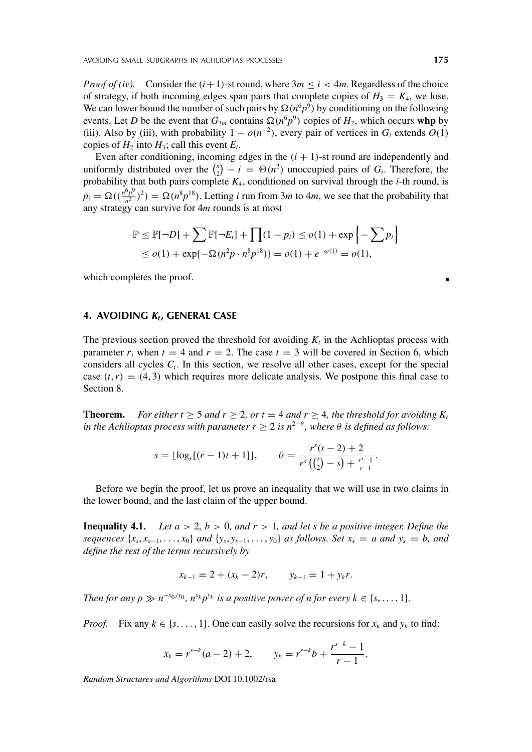*Proof of (iv).* Consider the $(i+1)$-st round, where $3m \le i < 4m$. Regardless of the choice of strategy, if both incoming edges span pairs that complete copies of $H_3 = K_4$, we lose. We can lower bound the number of such pairs by $\Omega(n^6p^9)$ by conditioning on the following events. Let $D$ be the event that $G_{3m}$ contains $\Omega(n^6p^9)$ copies of $H_2$, which occurs **whp** by (iii). Also by (iii), with probability $1 - o(n^{-2})$, every pair of vertices in $G_i$ extends $O(1)$ copies of $H_2$ into $H_3$; call this event $E_i$.

Even after conditioning, incoming edges in the $(i+1)$-st round are independently and uniformly distributed over the $\binom{n}{2} - i = \Theta(n^2)$ unoccupied pairs of $G_i$. Therefore, the probability that both pairs complete $K_4$, conditioned on survival through the $i$-th round, is $p_i = \Omega((\frac{n^6p^9}{n^2})^2) = \Omega(n^8p^{18})$. Letting $i$ run from $3m$ to $4m$, we see that the probability that any strategy can survive for $4m$ rounds is at most

$$
\begin{aligned}
\mathbb{P} &\le \mathbb{P}[\neg D] + \sum \mathbb{P}[\neg E_i] + \prod (1 - p_i) \le o(1) + \exp\left\{-\sum p_i\right\} \\
&\le o(1) + \exp\{-\Omega(n^2p \cdot n^8p^{18})\} = o(1) + e^{-\omega(1)} = o(1),
\end{aligned}
$$

which completes the proof. ∎

## 4. AVOIDING $K_t$, GENERAL CASE

The previous section proved the threshold for avoiding $K_t$ in the Achlioptas process with parameter $r$, when $t = 4$ and $r = 2$. The case $t = 3$ will be covered in Section 6, which considers all cycles $C_t$. In this section, we resolve all other cases, except for the special case $(t, r) = (4, 3)$ which requires more delicate analysis. We postpone this final case to Section 8.

**Theorem.** *For either $t \ge 5$ and $r \ge 2$, or $t = 4$ and $r \ge 4$, the threshold for avoiding $K_t$ in the Achlioptas process with parameter $r \ge 2$ is $n^{2-\theta}$, where $\theta$ is defined as follows:*

$$
s = \lfloor \log_r[(r-1)t + 1] \rfloor, \qquad \theta = \frac{r^s(t-2) + 2}{r^s\left(\binom{t}{2} - s\right) + \frac{r^s - 1}{r - 1}}.
$$

Before we begin the proof, let us prove an inequality that we will use in two claims in the lower bound, and the last claim of the upper bound.

**Inequality 4.1.** *Let $a > 2$, $b > 0$, and $r > 1$, and let $s$ be a positive integer. Define the sequences $\{x_s, x_{s-1}, \ldots, x_0\}$ and $\{y_s, y_{s-1}, \ldots, y_0\}$ as follows. Set $x_s = a$ and $y_s = b$, and define the rest of the terms recursively by*

$$
x_{k-1} = 2 + (x_k - 2)r, \qquad y_{k-1} = 1 + y_k r.
$$

*Then for any $p \gg n^{-x_0/y_0}$, $n^{x_k}p^{y_k}$ is a positive power of $n$ for every $k \in \{s, \ldots, 1\}$.*

*Proof.* Fix any $k \in \{s, \ldots, 1\}$. One can easily solve the recursions for $x_k$ and $y_k$ to find:

$$
x_k = r^{s-k}(a-2) + 2, \qquad y_k = r^{s-k}b + \frac{r^{s-k} - 1}{r - 1}.
$$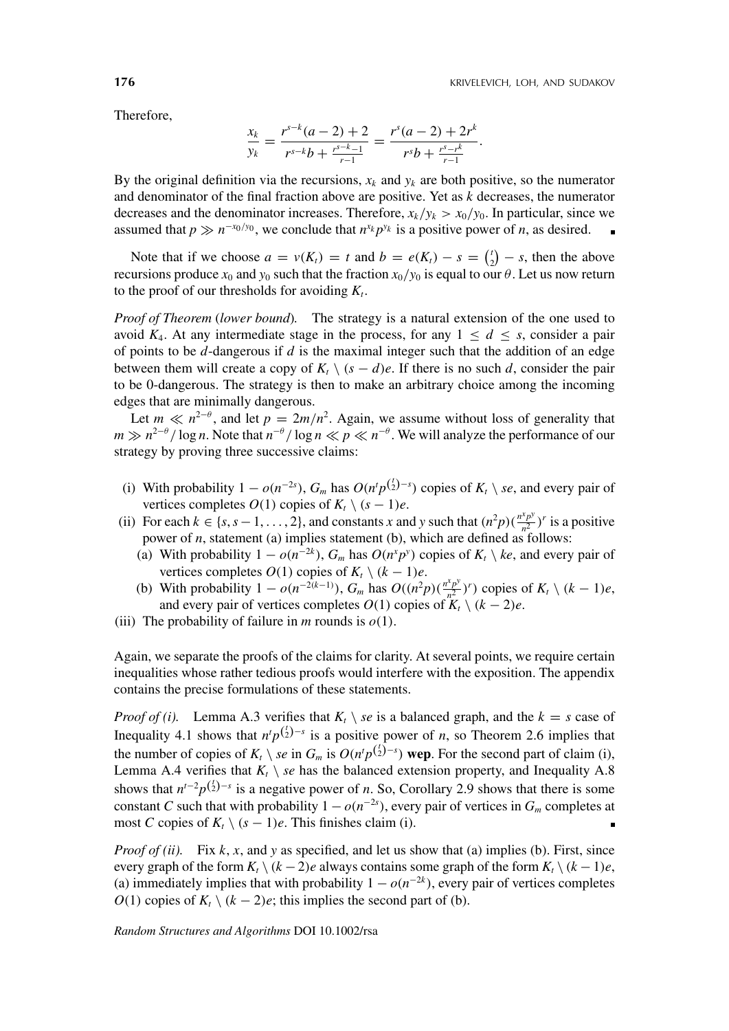Therefore,

$$\frac{x_k}{y_k} = \frac{r^{s-k}(a-2)+2}{r^{s-k}b + \frac{r^{s-k}-1}{r-1}} = \frac{r^s(a-2)+2r^k}{r^s b + \frac{r^s - r^k}{r-1}}.$$

By the original definition via the recursions, $x_k$ and $y_k$ are both positive, so the numerator and denominator of the final fraction above are positive. Yet as $k$ decreases, the numerator decreases and the denominator increases. Therefore, $x_k/y_k > x_0/y_0$. In particular, since we assumed that $p \gg n^{-x_0/y_0}$, we conclude that $n^{x_k}p^{y_k}$ is a positive power of $n$, as desired. ∎

Note that if we choose $a = v(K_t) = t$ and $b = e(K_t) - s = \binom{t}{2} - s$, then the above recursions produce $x_0$ and $y_0$ such that the fraction $x_0/y_0$ is equal to our $\theta$. Let us now return to the proof of our thresholds for avoiding $K_t$.

*Proof of Theorem* (*lower bound*). The strategy is a natural extension of the one used to avoid $K_4$. At any intermediate stage in the process, for any $1 \le d \le s$, consider a pair of points to be $d$-dangerous if $d$ is the maximal integer such that the addition of an edge between them will create a copy of $K_t \setminus (s-d)e$. If there is no such $d$, consider the pair to be 0-dangerous. The strategy is then to make an arbitrary choice among the incoming edges that are minimally dangerous.

Let $m \ll n^{2-\theta}$, and let $p = 2m/n^2$. Again, we assume without loss of generality that $m \gg n^{2-\theta}/\log n$. Note that $n^{-\theta}/\log n \ll p \ll n^{-\theta}$. We will analyze the performance of our strategy by proving three successive claims:

(i) With probability $1 - o(n^{-2s})$, $G_m$ has $O(n^t p^{\binom{t}{2}-s})$ copies of $K_t \setminus se$, and every pair of vertices completes $O(1)$ copies of $K_t \setminus (s-1)e$.

(ii) For each $k \in \{s, s-1, \ldots, 2\}$, and constants $x$ and $y$ such that $(n^2p)(\frac{n^x p^y}{n^2})^r$ is a positive power of $n$, statement (a) implies statement (b), which are defined as follows:
  - (a) With probability $1 - o(n^{-2k})$, $G_m$ has $O(n^x p^y)$ copies of $K_t \setminus ke$, and every pair of vertices completes $O(1)$ copies of $K_t \setminus (k-1)e$.
  - (b) With probability $1 - o(n^{-2(k-1)})$, $G_m$ has $O((n^2p)(\frac{n^x p^y}{n^2})^r)$ copies of $K_t \setminus (k-1)e$, and every pair of vertices completes $O(1)$ copies of $K_t \setminus (k-2)e$.

(iii) The probability of failure in $m$ rounds is $o(1)$.

Again, we separate the proofs of the claims for clarity. At several points, we require certain inequalities whose rather tedious proofs would interfere with the exposition. The appendix contains the precise formulations of these statements.

*Proof of (i).* Lemma A.3 verifies that $K_t \setminus se$ is a balanced graph, and the $k = s$ case of Inequality 4.1 shows that $n^t p^{\binom{t}{2}-s}$ is a positive power of $n$, so Theorem 2.6 implies that the number of copies of $K_t \setminus se$ in $G_m$ is $O(n^t p^{\binom{t}{2}-s})$ **wep**. For the second part of claim (i), Lemma A.4 verifies that $K_t \setminus se$ has the balanced extension property, and Inequality A.8 shows that $n^{t-2}p^{\binom{t}{2}-s}$ is a negative power of $n$. So, Corollary 2.9 shows that there is some constant $C$ such that with probability $1 - o(n^{-2s})$, every pair of vertices in $G_m$ completes at most $C$ copies of $K_t \setminus (s-1)e$. This finishes claim (i). ∎

*Proof of (ii).* Fix $k$, $x$, and $y$ as specified, and let us show that (a) implies (b). First, since every graph of the form $K_t \setminus (k-2)e$ always contains some graph of the form $K_t \setminus (k-1)e$, (a) immediately implies that with probability $1 - o(n^{-2k})$, every pair of vertices completes $O(1)$ copies of $K_t \setminus (k-2)e$; this implies the second part of (b).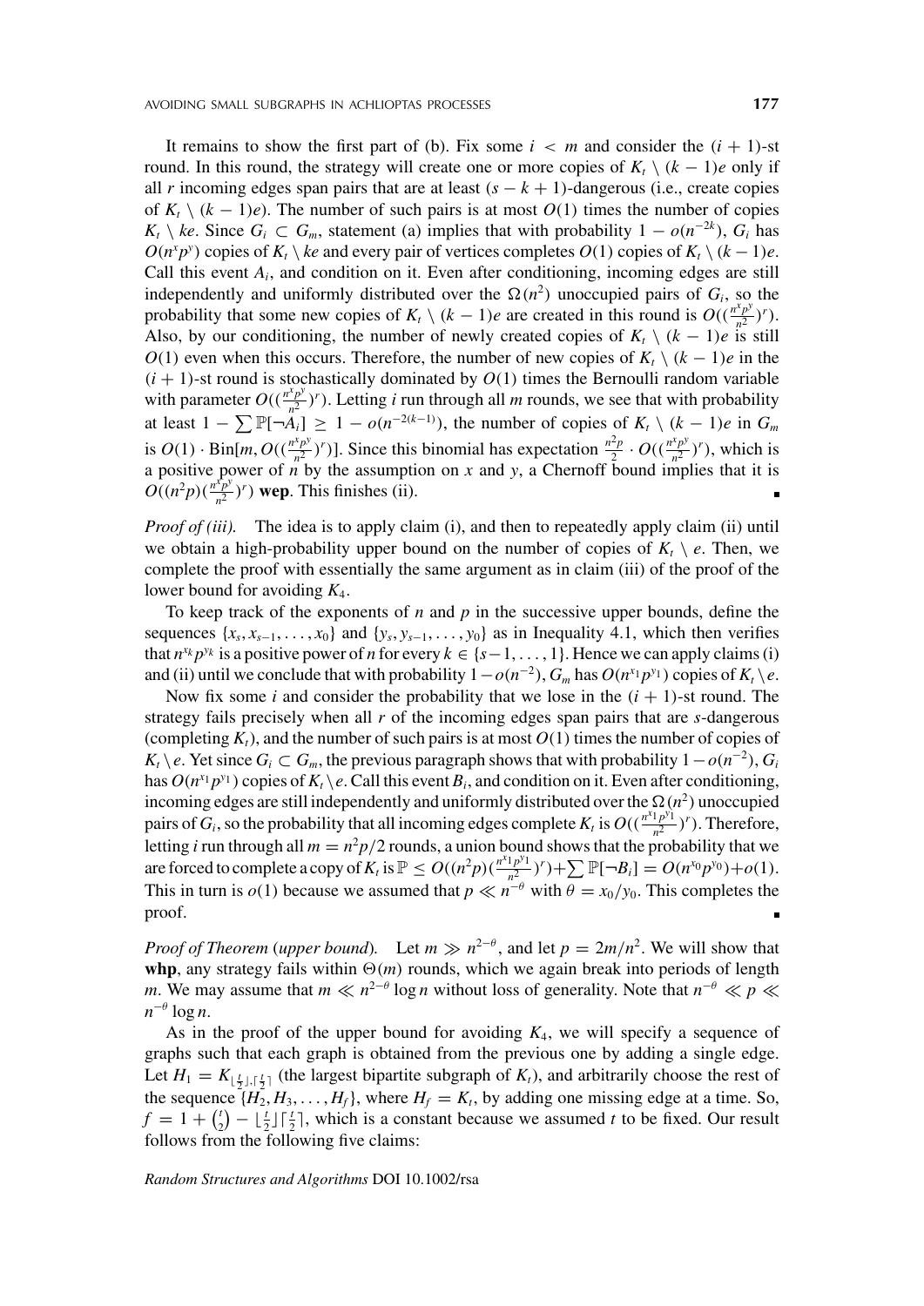It remains to show the first part of (b). Fix some $i < m$ and consider the $(i+1)$-st round. In this round, the strategy will create one or more copies of $K_t \setminus (k-1)e$ only if all $r$ incoming edges span pairs that are at least $(s-k+1)$-dangerous (i.e., create copies of $K_t \setminus (k-1)e$). The number of such pairs is at most $O(1)$ times the number of copies $K_t \setminus ke$. Since $G_i \subset G_m$, statement (a) implies that with probability $1 - o(n^{-2k})$, $G_i$ has $O(n^x p^y)$ copies of $K_t \setminus ke$ and every pair of vertices completes $O(1)$ copies of $K_t \setminus (k-1)e$. Call this event $A_i$, and condition on it. Even after conditioning, incoming edges are still independently and uniformly distributed over the $\Omega(n^2)$ unoccupied pairs of $G_i$, so the probability that some new copies of $K_t \setminus (k-1)e$ are created in this round is $O((\frac{n^x p^y}{n^2})^r)$. Also, by our conditioning, the number of newly created copies of $K_t \setminus (k-1)e$ is still $O(1)$ even when this occurs. Therefore, the number of new copies of $K_t \setminus (k-1)e$ in the $(i+1)$-st round is stochastically dominated by $O(1)$ times the Bernoulli random variable with parameter $O((\frac{n^x p^y}{n^2})^r)$. Letting $i$ run through all $m$ rounds, we see that with probability at least $1 - \sum \mathbb{P}[\neg A_i] \geq 1 - o(n^{-2(k-1)})$, the number of copies of $K_t \setminus (k-1)e$ in $G_m$ is $O(1) \cdot \text{Bin}[m, O((\frac{n^x p^y}{n^2})^r)]$. Since this binomial has expectation $\frac{n^2 p}{2} \cdot O((\frac{n^x p^y}{n^2})^r)$, which is a positive power of $n$ by the assumption on $x$ and $y$, a Chernoff bound implies that it is $O((n^2 p)(\frac{n^x p^y}{n^2})^r)$ **wep**. This finishes (ii). ∎

*Proof of (iii).* The idea is to apply claim (i), and then to repeatedly apply claim (ii) until we obtain a high-probability upper bound on the number of copies of $K_t \setminus e$. Then, we complete the proof with essentially the same argument as in claim (iii) of the proof of the lower bound for avoiding $K_4$.

To keep track of the exponents of $n$ and $p$ in the successive upper bounds, define the sequences $\{x_s, x_{s-1}, \ldots, x_0\}$ and $\{y_s, y_{s-1}, \ldots, y_0\}$ as in Inequality 4.1, which then verifies that $n^{x_k} p^{y_k}$ is a positive power of $n$ for every $k \in \{s-1, \ldots, 1\}$. Hence we can apply claims (i) and (ii) until we conclude that with probability $1 - o(n^{-2})$, $G_m$ has $O(n^{x_1} p^{y_1})$ copies of $K_t \setminus e$.

Now fix some $i$ and consider the probability that we lose in the $(i+1)$-st round. The strategy fails precisely when all $r$ of the incoming edges span pairs that are $s$-dangerous (completing $K_t$), and the number of such pairs is at most $O(1)$ times the number of copies of $K_t \setminus e$. Yet since $G_i \subset G_m$, the previous paragraph shows that with probability $1 - o(n^{-2})$, $G_i$ has $O(n^{x_1} p^{y_1})$ copies of $K_t \setminus e$. Call this event $B_i$, and condition on it. Even after conditioning, incoming edges are still independently and uniformly distributed over the $\Omega(n^2)$ unoccupied pairs of $G_i$, so the probability that all incoming edges complete $K_t$ is $O((\frac{n^{x_1} p^{y_1}}{n^2})^r)$. Therefore, letting $i$ run through all $m = n^2 p/2$ rounds, a union bound shows that the probability that we are forced to complete a copy of $K_t$ is $\mathbb{P} \leq O((n^2 p)(\frac{n^{x_1} p^{y_1}}{n^2})^r) + \sum \mathbb{P}[\neg B_i] = O(n^{x_0} p^{y_0}) + o(1)$. This in turn is $o(1)$ because we assumed that $p \ll n^{-\theta}$ with $\theta = x_0/y_0$. This completes the proof. ∎

*Proof of Theorem (upper bound).* Let $m \gg n^{2-\theta}$, and let $p = 2m/n^2$. We will show that **whp**, any strategy fails within $\Theta(m)$ rounds, which we again break into periods of length $m$. We may assume that $m \ll n^{2-\theta} \log n$ without loss of generality. Note that $n^{-\theta} \ll p \ll n^{-\theta} \log n$.

As in the proof of the upper bound for avoiding $K_4$, we will specify a sequence of graphs such that each graph is obtained from the previous one by adding a single edge. Let $H_1 = K_{\lfloor \frac{t}{2} \rfloor, \lceil \frac{t}{2} \rceil}$ (the largest bipartite subgraph of $K_t$), and arbitrarily choose the rest of the sequence $\{H_2, H_3, \ldots, H_f\}$, where $H_f = K_t$, by adding one missing edge at a time. So, $f = 1 + \binom{t}{2} - \lfloor \frac{t}{2} \rfloor \lceil \frac{t}{2} \rceil$, which is a constant because we assumed $t$ to be fixed. Our result follows from the following five claims: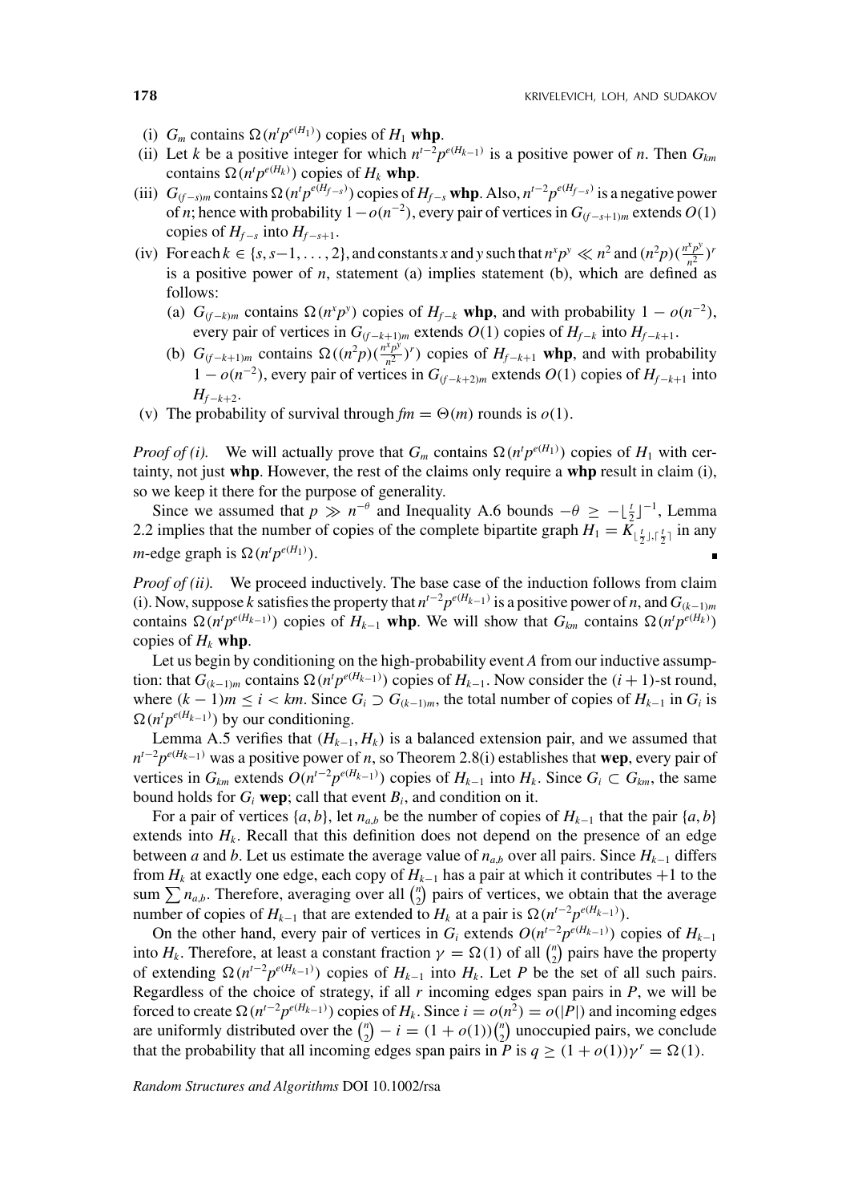(i) $G_m$ contains $\Omega(n^t p^{e(H_1)})$ copies of $H_1$ **whp**.

(ii) Let $k$ be a positive integer for which $n^{t-2}p^{e(H_{k-1})}$ is a positive power of $n$. Then $G_{km}$ contains $\Omega(n^t p^{e(H_k)})$ copies of $H_k$ **whp**.

(iii) $G_{(f-s)m}$ contains $\Omega(n^t p^{e(H_{f-s})})$ copies of $H_{f-s}$ **whp**. Also, $n^{t-2}p^{e(H_{f-s})}$ is a negative power of $n$; hence with probability $1-o(n^{-2})$, every pair of vertices in $G_{(f-s+1)m}$ extends $O(1)$ copies of $H_{f-s}$ into $H_{f-s+1}$.

(iv) For each $k \in \{s, s-1, \dots, 2\}$, and constants $x$ and $y$ such that $n^x p^y \ll n^2$ and $(n^2 p)(\frac{n^x p^y}{n^2})^r$ is a positive power of $n$, statement (a) implies statement (b), which are defined as follows:
   - (a) $G_{(f-k)m}$ contains $\Omega(n^x p^y)$ copies of $H_{f-k}$ **whp**, and with probability $1-o(n^{-2})$, every pair of vertices in $G_{(f-k+1)m}$ extends $O(1)$ copies of $H_{f-k}$ into $H_{f-k+1}$.
   - (b) $G_{(f-k+1)m}$ contains $\Omega((n^2 p)(\frac{n^x p^y}{n^2})^r)$ copies of $H_{f-k+1}$ **whp**, and with probability $1-o(n^{-2})$, every pair of vertices in $G_{(f-k+2)m}$ extends $O(1)$ copies of $H_{f-k+1}$ into $H_{f-k+2}$.

(v) The probability of survival through $fm = \Theta(m)$ rounds is $o(1)$.

*Proof of (i).* We will actually prove that $G_m$ contains $\Omega(n^t p^{e(H_1)})$ copies of $H_1$ with certainty, not just **whp**. However, the rest of the claims only require a **whp** result in claim (i), so we keep it there for the purpose of generality.

Since we assumed that $p \gg n^{-\theta}$ and Inequality A.6 bounds $-\theta \geq -\lfloor \frac{t}{2} \rfloor^{-1}$, Lemma 2.2 implies that the number of copies of the complete bipartite graph $H_1 = K_{\lfloor \frac{t}{2} \rfloor, \lceil \frac{t}{2} \rceil}$ in any $m$-edge graph is $\Omega(n^t p^{e(H_1)})$. ∎

*Proof of (ii).* We proceed inductively. The base case of the induction follows from claim (i). Now, suppose $k$ satisfies the property that $n^{t-2}p^{e(H_{k-1})}$ is a positive power of $n$, and $G_{(k-1)m}$ contains $\Omega(n^t p^{e(H_{k-1})})$ copies of $H_{k-1}$ **whp**. We will show that $G_{km}$ contains $\Omega(n^t p^{e(H_k)})$ copies of $H_k$ **whp**.

Let us begin by conditioning on the high-probability event $A$ from our inductive assumption: that $G_{(k-1)m}$ contains $\Omega(n^t p^{e(H_{k-1})})$ copies of $H_{k-1}$. Now consider the $(i+1)$-st round, where $(k-1)m \leq i < km$. Since $G_i \supset G_{(k-1)m}$, the total number of copies of $H_{k-1}$ in $G_i$ is $\Omega(n^t p^{e(H_{k-1})})$ by our conditioning.

Lemma A.5 verifies that $(H_{k-1}, H_k)$ is a balanced extension pair, and we assumed that $n^{t-2}p^{e(H_{k-1})}$ was a positive power of $n$, so Theorem 2.8(i) establishes that **wep**, every pair of vertices in $G_{km}$ extends $O(n^{t-2}p^{e(H_{k-1})})$ copies of $H_{k-1}$ into $H_k$. Since $G_i \subset G_{km}$, the same bound holds for $G_i$ **wep**; call that event $B_i$, and condition on it.

For a pair of vertices $\{a, b\}$, let $n_{a,b}$ be the number of copies of $H_{k-1}$ that the pair $\{a, b\}$ extends into $H_k$. Recall that this definition does not depend on the presence of an edge between $a$ and $b$. Let us estimate the average value of $n_{a,b}$ over all pairs. Since $H_{k-1}$ differs from $H_k$ at exactly one edge, each copy of $H_{k-1}$ has a pair at which it contributes $+1$ to the sum $\sum n_{a,b}$. Therefore, averaging over all $\binom{n}{2}$ pairs of vertices, we obtain that the average number of copies of $H_{k-1}$ that are extended to $H_k$ at a pair is $\Omega(n^{t-2}p^{e(H_{k-1})})$.

On the other hand, every pair of vertices in $G_i$ extends $O(n^{t-2}p^{e(H_{k-1})})$ copies of $H_{k-1}$ into $H_k$. Therefore, at least a constant fraction $\gamma = \Omega(1)$ of all $\binom{n}{2}$ pairs have the property of extending $\Omega(n^{t-2}p^{e(H_{k-1})})$ copies of $H_{k-1}$ into $H_k$. Let $P$ be the set of all such pairs. Regardless of the choice of strategy, if all $r$ incoming edges span pairs in $P$, we will be forced to create $\Omega(n^{t-2}p^{e(H_{k-1})})$ copies of $H_k$. Since $i = o(n^2) = o(|P|)$ and incoming edges are uniformly distributed over the $\binom{n}{2} - i = (1+o(1))\binom{n}{2}$ unoccupied pairs, we conclude that the probability that all incoming edges span pairs in $P$ is $q \geq (1+o(1))\gamma^r = \Omega(1)$.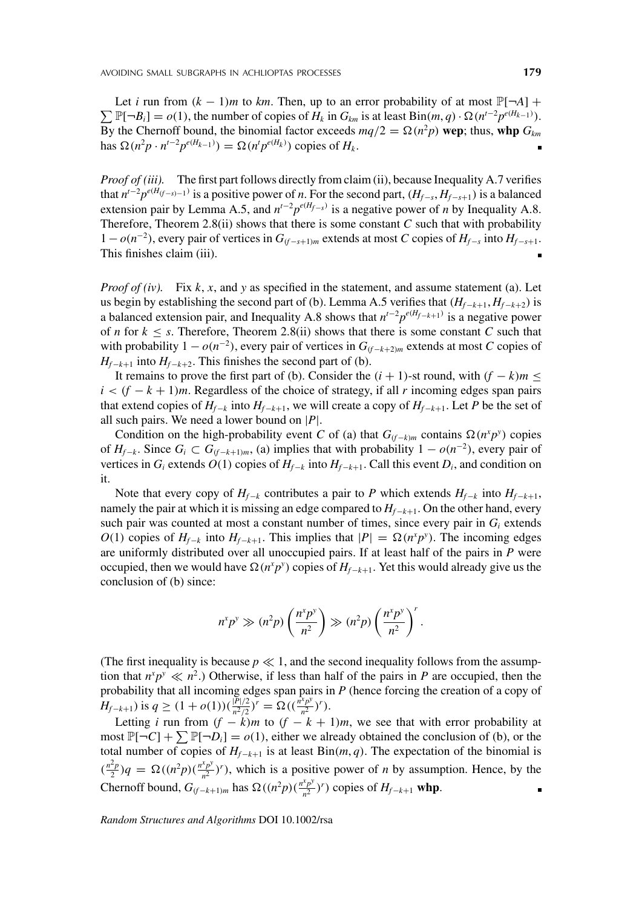Let $i$ run from $(k-1)m$ to $km$. Then, up to an error probability of at most $\mathbb{P}[\neg A] + \sum \mathbb{P}[\neg B_i] = o(1)$, the number of copies of $H_k$ in $G_{km}$ is at least $\text{Bin}(m, q) \cdot \Omega(n^{t-2}p^{e(H_{k-1})})$. By the Chernoff bound, the binomial factor exceeds $mq/2 = \Omega(n^2 p)$ **wep**; thus, **whp** $G_{km}$ has $\Omega(n^2 p \cdot n^{t-2}p^{e(H_{k-1})}) = \Omega(n^t p^{e(H_k)})$ copies of $H_k$. ∎

*Proof of (iii).* The first part follows directly from claim (ii), because Inequality A.7 verifies that $n^{t-2}p^{e(H_{(f-s)-1})}$ is a positive power of $n$. For the second part, $(H_{f-s}, H_{f-s+1})$ is a balanced extension pair by Lemma A.5, and $n^{t-2}p^{e(H_{f-s})}$ is a negative power of $n$ by Inequality A.8. Therefore, Theorem 2.8(ii) shows that there is some constant $C$ such that with probability $1 - o(n^{-2})$, every pair of vertices in $G_{(f-s+1)m}$ extends at most $C$ copies of $H_{f-s}$ into $H_{f-s+1}$. This finishes claim (iii). ∎

*Proof of (iv).* Fix $k$, $x$, and $y$ as specified in the statement, and assume statement (a). Let us begin by establishing the second part of (b). Lemma A.5 verifies that $(H_{f-k+1}, H_{f-k+2})$ is a balanced extension pair, and Inequality A.8 shows that $n^{t-2}p^{e(H_{f-k+1})}$ is a negative power of $n$ for $k \leq s$. Therefore, Theorem 2.8(ii) shows that there is some constant $C$ such that with probability $1 - o(n^{-2})$, every pair of vertices in $G_{(f-k+2)m}$ extends at most $C$ copies of $H_{f-k+1}$ into $H_{f-k+2}$. This finishes the second part of (b).

It remains to prove the first part of (b). Consider the $(i+1)$-st round, with $(f-k)m \leq i < (f-k+1)m$. Regardless of the choice of strategy, if all $r$ incoming edges span pairs that extend copies of $H_{f-k}$ into $H_{f-k+1}$, we will create a copy of $H_{f-k+1}$. Let $P$ be the set of all such pairs. We need a lower bound on $|P|$.

Condition on the high-probability event $C$ of (a) that $G_{(f-k)m}$ contains $\Omega(n^x p^y)$ copies of $H_{f-k}$. Since $G_i \subset G_{(f-k+1)m}$, (a) implies that with probability $1 - o(n^{-2})$, every pair of vertices in $G_i$ extends $O(1)$ copies of $H_{f-k}$ into $H_{f-k+1}$. Call this event $D_i$, and condition on it.

Note that every copy of $H_{f-k}$ contributes a pair to $P$ which extends $H_{f-k}$ into $H_{f-k+1}$, namely the pair at which it is missing an edge compared to $H_{f-k+1}$. On the other hand, every such pair was counted at most a constant number of times, since every pair in $G_i$ extends $O(1)$ copies of $H_{f-k}$ into $H_{f-k+1}$. This implies that $|P| = \Omega(n^x p^y)$. The incoming edges are uniformly distributed over all unoccupied pairs. If at least half of the pairs in $P$ were occupied, then we would have $\Omega(n^x p^y)$ copies of $H_{f-k+1}$. Yet this would already give us the conclusion of (b) since:

$$n^x p^y \gg (n^2 p)\left(\frac{n^x p^y}{n^2}\right) \gg (n^2 p)\left(\frac{n^x p^y}{n^2}\right)^r.$$

(The first inequality is because $p \ll 1$, and the second inequality follows from the assumption that $n^x p^y \ll n^2$.) Otherwise, if less than half of the pairs in $P$ are occupied, then the probability that all incoming edges span pairs in $P$ (hence forcing the creation of a copy of $H_{f-k+1}$) is $q \geq (1 + o(1))(\frac{|P|/2}{n^2/2})^r = \Omega((\frac{n^x p^y}{n^2})^r)$.

Letting $i$ run from $(f-k)m$ to $(f-k+1)m$, we see that with error probability at most $\mathbb{P}[\neg C] + \sum \mathbb{P}[\neg D_i] = o(1)$, either we already obtained the conclusion of (b), or the total number of copies of $H_{f-k+1}$ is at least $\text{Bin}(m, q)$. The expectation of the binomial is $(\frac{n^2 p}{2})q = \Omega((n^2 p)(\frac{n^x p^y}{n^2})^r)$, which is a positive power of $n$ by assumption. Hence, by the Chernoff bound, $G_{(f-k+1)m}$ has $\Omega((n^2 p)(\frac{n^x p^y}{n^2})^r)$ copies of $H_{f-k+1}$ **whp**. ∎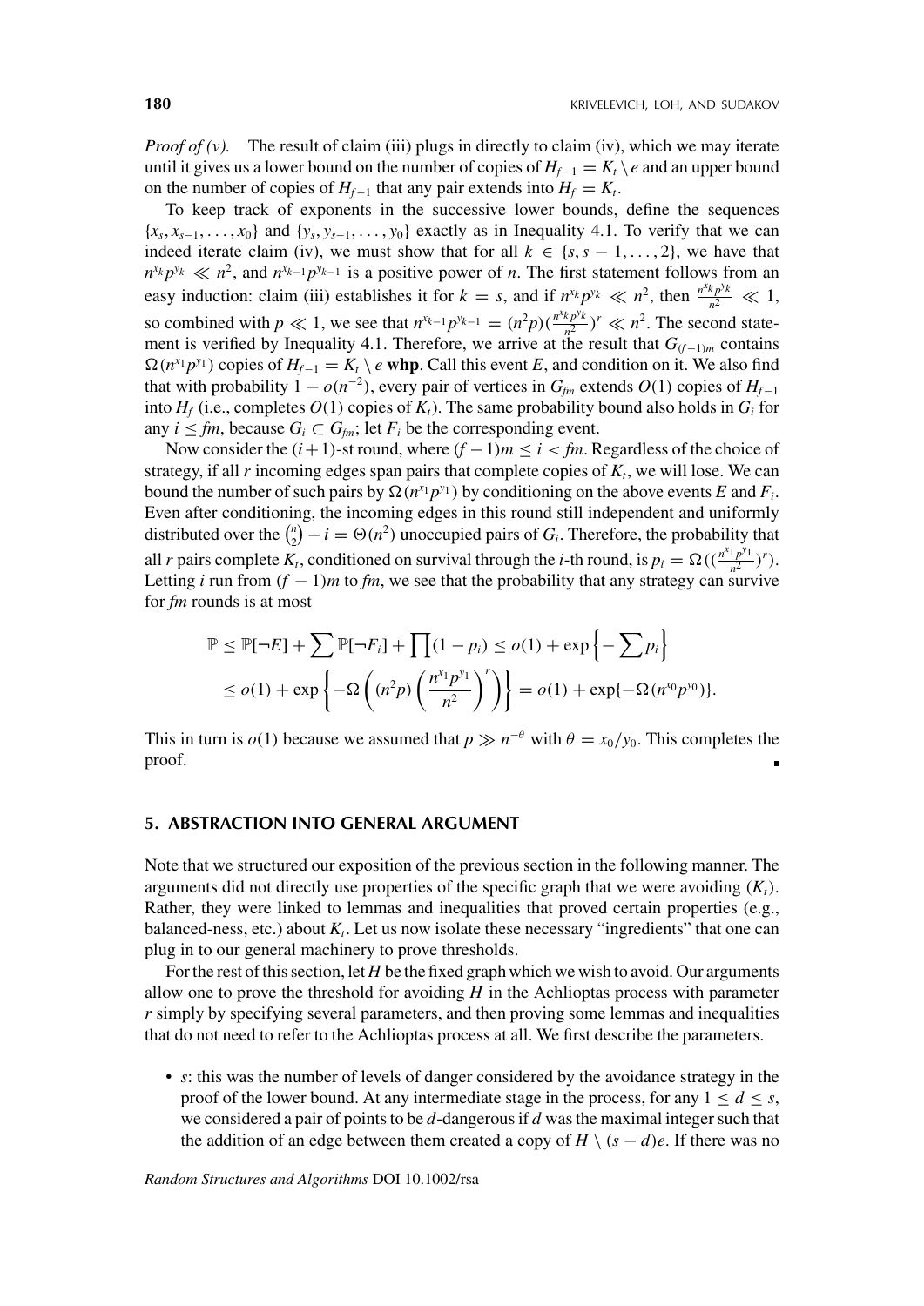*Proof of (v).* The result of claim (iii) plugs in directly to claim (iv), which we may iterate until it gives us a lower bound on the number of copies of $H_{f-1} = K_t \setminus e$ and an upper bound on the number of copies of $H_{f-1}$ that any pair extends into $H_f = K_t$.

To keep track of exponents in the successive lower bounds, define the sequences $\{x_s, x_{s-1}, \ldots, x_0\}$ and $\{y_s, y_{s-1}, \ldots, y_0\}$ exactly as in Inequality 4.1. To verify that we can indeed iterate claim (iv), we must show that for all $k \in \{s, s-1, \ldots, 2\}$, we have that $n^{x_k}p^{y_k} \ll n^2$, and $n^{x_{k-1}}p^{y_{k-1}}$ is a positive power of $n$. The first statement follows from an easy induction: claim (iii) establishes it for $k = s$, and if $n^{x_k}p^{y_k} \ll n^2$, then $\frac{n^{x_k}p^{y_k}}{n^2} \ll 1$, so combined with $p \ll 1$, we see that $n^{x_{k-1}}p^{y_{k-1}} = (n^2p)(\frac{n^{x_k}p^{y_k}}{n^2})^r \ll n^2$. The second statement is verified by Inequality 4.1. Therefore, we arrive at the result that $G_{(f-1)m}$ contains $\Omega(n^{x_1}p^{y_1})$ copies of $H_{f-1} = K_t \setminus e$ **whp**. Call this event $E$, and condition on it. We also find that with probability $1 - o(n^{-2})$, every pair of vertices in $G_{fm}$ extends $O(1)$ copies of $H_{f-1}$ into $H_f$ (i.e., completes $O(1)$ copies of $K_t$). The same probability bound also holds in $G_i$ for any $i \le fm$, because $G_i \subset G_{fm}$; let $F_i$ be the corresponding event.

Now consider the $(i+1)$-st round, where $(f-1)m \le i < fm$. Regardless of the choice of strategy, if all $r$ incoming edges span pairs that complete copies of $K_t$, we will lose. We can bound the number of such pairs by $\Omega(n^{x_1}p^{y_1})$ by conditioning on the above events $E$ and $F_i$. Even after conditioning, the incoming edges in this round still independent and uniformly distributed over the $\binom{n}{2} - i = \Theta(n^2)$ unoccupied pairs of $G_i$. Therefore, the probability that all $r$ pairs complete $K_t$, conditioned on survival through the $i$-th round, is $p_i = \Omega((\frac{n^{x_1}p^{y_1}}{n^2})^r)$. Letting $i$ run from $(f-1)m$ to $fm$, we see that the probability that any strategy can survive for $fm$ rounds is at most

$$
\begin{aligned}
\mathbb{P} &\le \mathbb{P}[\neg E] + \sum \mathbb{P}[\neg F_i] + \prod (1 - p_i) \le o(1) + \exp\left\{-\sum p_i\right\} \\
&\le o(1) + \exp\left\{-\Omega\left((n^2p)\left(\frac{n^{x_1}p^{y_1}}{n^2}\right)^r\right)\right\} = o(1) + \exp\{-\Omega(n^{x_0}p^{y_0})\}.
\end{aligned}
$$

This in turn is $o(1)$ because we assumed that $p \gg n^{-\theta}$ with $\theta = x_0/y_0$. This completes the proof. ∎

## 5. ABSTRACTION INTO GENERAL ARGUMENT

Note that we structured our exposition of the previous section in the following manner. The arguments did not directly use properties of the specific graph that we were avoiding ($K_t$). Rather, they were linked to lemmas and inequalities that proved certain properties (e.g., balanced-ness, etc.) about $K_t$. Let us now isolate these necessary "ingredients" that one can plug in to our general machinery to prove thresholds.

For the rest of this section, let $H$ be the fixed graph which we wish to avoid. Our arguments allow one to prove the threshold for avoiding $H$ in the Achlioptas process with parameter $r$ simply by specifying several parameters, and then proving some lemmas and inequalities that do not need to refer to the Achlioptas process at all. We first describe the parameters.

- $s$: this was the number of levels of danger considered by the avoidance strategy in the proof of the lower bound. At any intermediate stage in the process, for any $1 \le d \le s$, we considered a pair of points to be $d$-dangerous if $d$ was the maximal integer such that the addition of an edge between them created a copy of $H \setminus (s-d)e$. If there was no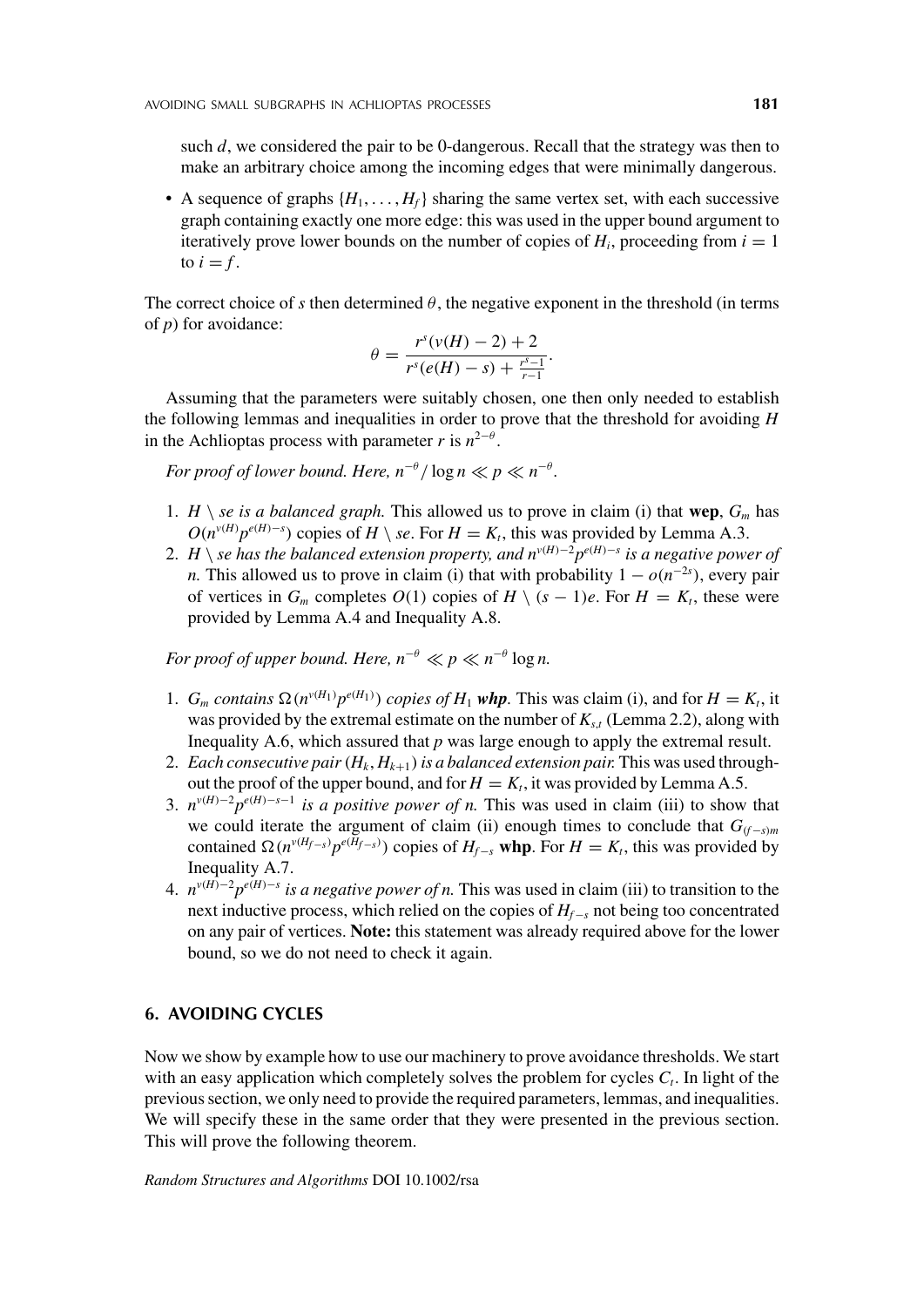such $d$, we considered the pair to be 0-dangerous. Recall that the strategy was then to make an arbitrary choice among the incoming edges that were minimally dangerous.

- A sequence of graphs $\{H_1, \ldots, H_f\}$ sharing the same vertex set, with each successive graph containing exactly one more edge: this was used in the upper bound argument to iteratively prove lower bounds on the number of copies of $H_i$, proceeding from $i = 1$ to $i = f$.

The correct choice of $s$ then determined $\theta$, the negative exponent in the threshold (in terms of $p$) for avoidance:

$$\theta = \frac{r^s(v(H) - 2) + 2}{r^s(e(H) - s) + \frac{r^s - 1}{r - 1}}.$$

Assuming that the parameters were suitably chosen, one then only needed to establish the following lemmas and inequalities in order to prove that the threshold for avoiding $H$ in the Achlioptas process with parameter $r$ is $n^{2-\theta}$.

*For proof of lower bound. Here, $n^{-\theta}/\log n \ll p \ll n^{-\theta}$.*

1. *$H \setminus se$ is a balanced graph.* This allowed us to prove in claim (i) that **wep**, $G_m$ has $O(n^{v(H)}p^{e(H)-s})$ copies of $H \setminus se$. For $H = K_t$, this was provided by Lemma A.3.
2. *$H \setminus se$ has the balanced extension property, and $n^{v(H)-2}p^{e(H)-s}$ is a negative power of $n$.* This allowed us to prove in claim (i) that with probability $1 - o(n^{-2s})$, every pair of vertices in $G_m$ completes $O(1)$ copies of $H \setminus (s-1)e$. For $H = K_t$, these were provided by Lemma A.4 and Inequality A.8.

*For proof of upper bound. Here, $n^{-\theta} \ll p \ll n^{-\theta} \log n$.*

1. *$G_m$ contains $\Omega(n^{v(H_1)}p^{e(H_1)})$ copies of $H_1$ **whp**.* This was claim (i), and for $H = K_t$, it was provided by the extremal estimate on the number of $K_{s,t}$ (Lemma 2.2), along with Inequality A.6, which assured that $p$ was large enough to apply the extremal result.
2. *Each consecutive pair $(H_k, H_{k+1})$ is a balanced extension pair.* This was used throughout the proof of the upper bound, and for $H = K_t$, it was provided by Lemma A.5.
3. *$n^{v(H)-2}p^{e(H)-s-1}$ is a positive power of $n$.* This was used in claim (iii) to show that we could iterate the argument of claim (ii) enough times to conclude that $G_{(f-s)m}$ contained $\Omega(n^{v(H_{f-s})}p^{e(H_{f-s})})$ copies of $H_{f-s}$ **whp**. For $H = K_t$, this was provided by Inequality A.7.
4. *$n^{v(H)-2}p^{e(H)-s}$ is a negative power of $n$.* This was used in claim (iii) to transition to the next inductive process, which relied on the copies of $H_{f-s}$ not being too concentrated on any pair of vertices. **Note:** this statement was already required above for the lower bound, so we do not need to check it again.

## 6. AVOIDING CYCLES

Now we show by example how to use our machinery to prove avoidance thresholds. We start with an easy application which completely solves the problem for cycles $C_t$. In light of the previous section, we only need to provide the required parameters, lemmas, and inequalities. We will specify these in the same order that they were presented in the previous section. This will prove the following theorem.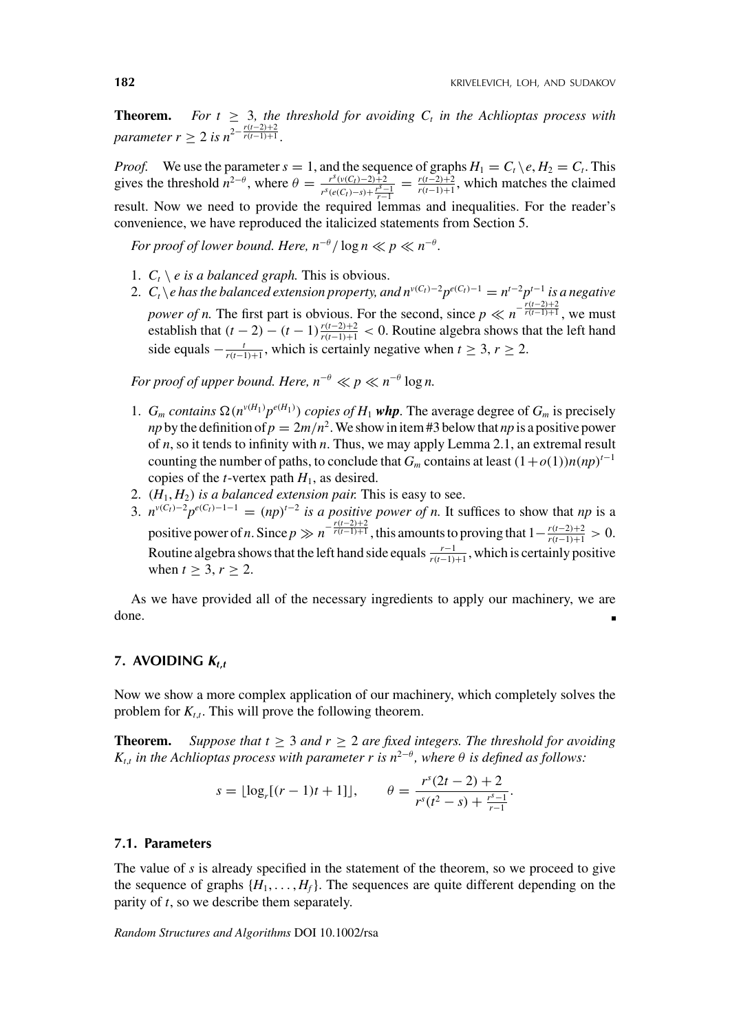**Theorem.** *For $t \geq 3$, the threshold for avoiding $C_t$ in the Achlioptas process with parameter $r \geq 2$ is $n^{2-\frac{r(t-2)+2}{r(t-1)+1}}$.*

*Proof.* We use the parameter $s = 1$, and the sequence of graphs $H_1 = C_t \setminus e, H_2 = C_t$. This gives the threshold $n^{2-\theta}$, where $\theta = \frac{r^s(v(C_t)-2)+2}{r^s(e(C_t)-s)+\frac{r^s-1}{r-1}} = \frac{r(t-2)+2}{r(t-1)+1}$, which matches the claimed result. Now we need to provide the required lemmas and inequalities. For the reader's convenience, we have reproduced the italicized statements from Section 5.

*For proof of lower bound. Here, $n^{-\theta}/\log n \ll p \ll n^{-\theta}$.*

1. *$C_t \setminus e$ is a balanced graph.* This is obvious.
2. *$C_t \setminus e$ has the balanced extension property, and $n^{v(C_t)-2}p^{e(C_t)-1} = n^{t-2}p^{t-1}$ is a negative power of $n$.* The first part is obvious. For the second, since $p \ll n^{-\frac{r(t-2)+2}{r(t-1)+1}}$, we must establish that $(t-2) - (t-1)\frac{r(t-2)+2}{r(t-1)+1} < 0$. Routine algebra shows that the left hand side equals $-\frac{t}{r(t-1)+1}$, which is certainly negative when $t \geq 3$, $r \geq 2$.

*For proof of upper bound. Here, $n^{-\theta} \ll p \ll n^{-\theta} \log n$.*

1. *$G_m$ contains $\Omega(n^{v(H_1)}p^{e(H_1)})$ copies of $H_1$ **whp**.* The average degree of $G_m$ is precisely $np$ by the definition of $p = 2m/n^2$. We show in item #3 below that $np$ is a positive power of $n$, so it tends to infinity with $n$. Thus, we may apply Lemma 2.1, an extremal result counting the number of paths, to conclude that $G_m$ contains at least $(1+o(1))n(np)^{t-1}$ copies of the $t$-vertex path $H_1$, as desired.
2. *$(H_1, H_2)$ is a balanced extension pair.* This is easy to see.
3. *$n^{v(C_t)-2}p^{e(C_t)-1-1} = (np)^{t-2}$ is a positive power of $n$.* It suffices to show that $np$ is a positive power of $n$. Since $p \gg n^{-\frac{r(t-2)+2}{r(t-1)+1}}$, this amounts to proving that $1-\frac{r(t-2)+2}{r(t-1)+1} > 0$. Routine algebra shows that the left hand side equals $\frac{r-1}{r(t-1)+1}$, which is certainly positive when $t \geq 3$, $r \geq 2$.

As we have provided all of the necessary ingredients to apply our machinery, we are done. ∎

## 7. AVOIDING $K_{t,t}$

Now we show a more complex application of our machinery, which completely solves the problem for $K_{t,t}$. This will prove the following theorem.

**Theorem.** *Suppose that $t \geq 3$ and $r \geq 2$ are fixed integers. The threshold for avoiding $K_{t,t}$ in the Achlioptas process with parameter $r$ is $n^{2-\theta}$, where $\theta$ is defined as follows:*

$$s = \lfloor \log_r[(r-1)t+1] \rfloor, \qquad \theta = \frac{r^s(2t-2)+2}{r^s(t^2-s)+\frac{r^s-1}{r-1}}.$$

### 7.1. Parameters

The value of $s$ is already specified in the statement of the theorem, so we proceed to give the sequence of graphs $\{H_1, \ldots, H_f\}$. The sequences are quite different depending on the parity of $t$, so we describe them separately.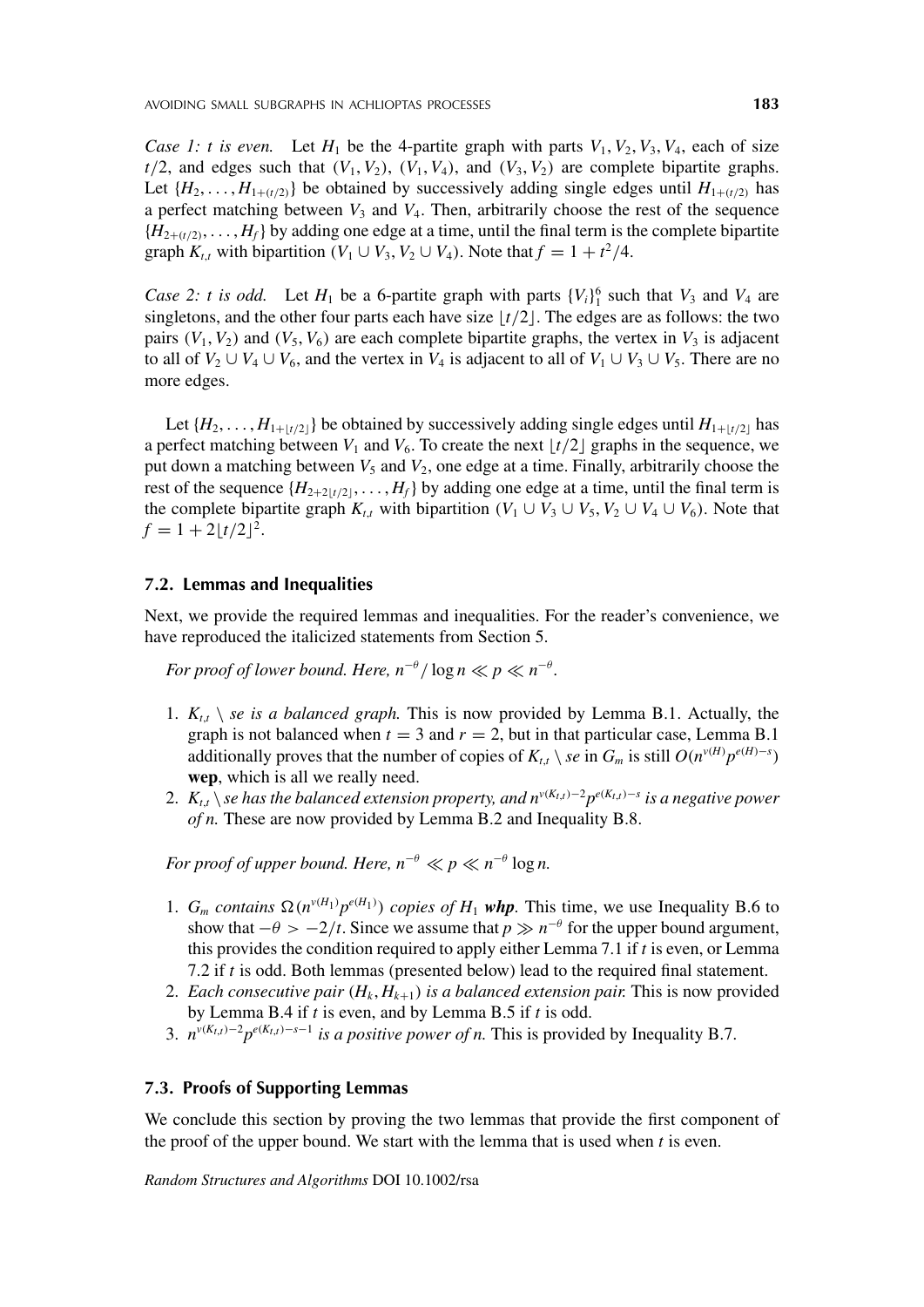*Case 1: t is even.* Let $H_1$ be the 4-partite graph with parts $V_1, V_2, V_3, V_4$, each of size $t/2$, and edges such that $(V_1, V_2)$, $(V_1, V_4)$, and $(V_3, V_2)$ are complete bipartite graphs. Let $\{H_2, \ldots, H_{1+(t/2)}\}$ be obtained by successively adding single edges until $H_{1+(t/2)}$ has a perfect matching between $V_3$ and $V_4$. Then, arbitrarily choose the rest of the sequence $\{H_{2+(t/2)}, \ldots, H_f\}$ by adding one edge at a time, until the final term is the complete bipartite graph $K_{t,t}$ with bipartition $(V_1 \cup V_3, V_2 \cup V_4)$. Note that $f = 1 + t^2/4$.

*Case 2: t is odd.* Let $H_1$ be a 6-partite graph with parts $\{V_i\}_1^6$ such that $V_3$ and $V_4$ are singletons, and the other four parts each have size $\lfloor t/2 \rfloor$. The edges are as follows: the two pairs $(V_1, V_2)$ and $(V_5, V_6)$ are each complete bipartite graphs, the vertex in $V_3$ is adjacent to all of $V_2 \cup V_4 \cup V_6$, and the vertex in $V_4$ is adjacent to all of $V_1 \cup V_3 \cup V_5$. There are no more edges.

Let $\{H_2, \ldots, H_{1+\lfloor t/2 \rfloor}\}$ be obtained by successively adding single edges until $H_{1+\lfloor t/2 \rfloor}$ has a perfect matching between $V_1$ and $V_6$. To create the next $\lfloor t/2 \rfloor$ graphs in the sequence, we put down a matching between $V_5$ and $V_2$, one edge at a time. Finally, arbitrarily choose the rest of the sequence $\{H_{2+2\lfloor t/2 \rfloor}, \ldots, H_f\}$ by adding one edge at a time, until the final term is the complete bipartite graph $K_{t,t}$ with bipartition $(V_1 \cup V_3 \cup V_5, V_2 \cup V_4 \cup V_6)$. Note that $f = 1 + 2\lfloor t/2 \rfloor^2$.

### 7.2. Lemmas and Inequalities

Next, we provide the required lemmas and inequalities. For the reader's convenience, we have reproduced the italicized statements from Section 5.

*For proof of lower bound. Here, $n^{-\theta}/\log n \ll p \ll n^{-\theta}$.*

1. *$K_{t,t} \setminus se$ is a balanced graph.* This is now provided by Lemma B.1. Actually, the graph is not balanced when $t = 3$ and $r = 2$, but in that particular case, Lemma B.1 additionally proves that the number of copies of $K_{t,t} \setminus se$ in $G_m$ is still $O(n^{v(H)} p^{e(H)-s})$ **wep**, which is all we really need.
2. *$K_{t,t} \setminus se$ has the balanced extension property, and $n^{v(K_{t,t})-2} p^{e(K_{t,t})-s}$ is a negative power of $n$.* These are now provided by Lemma B.2 and Inequality B.8.

*For proof of upper bound. Here, $n^{-\theta} \ll p \ll n^{-\theta} \log n$.*

1. *$G_m$ contains $\Omega(n^{v(H_1)} p^{e(H_1)})$ copies of $H_1$ **whp**.* This time, we use Inequality B.6 to show that $-\theta > -2/t$. Since we assume that $p \gg n^{-\theta}$ for the upper bound argument, this provides the condition required to apply either Lemma 7.1 if $t$ is even, or Lemma 7.2 if $t$ is odd. Both lemmas (presented below) lead to the required final statement.
2. *Each consecutive pair $(H_k, H_{k+1})$ is a balanced extension pair.* This is now provided by Lemma B.4 if $t$ is even, and by Lemma B.5 if $t$ is odd.
3. *$n^{v(K_{t,t})-2} p^{e(K_{t,t})-s-1}$ is a positive power of $n$.* This is provided by Inequality B.7.

### 7.3. Proofs of Supporting Lemmas

We conclude this section by proving the two lemmas that provide the first component of the proof of the upper bound. We start with the lemma that is used when $t$ is even.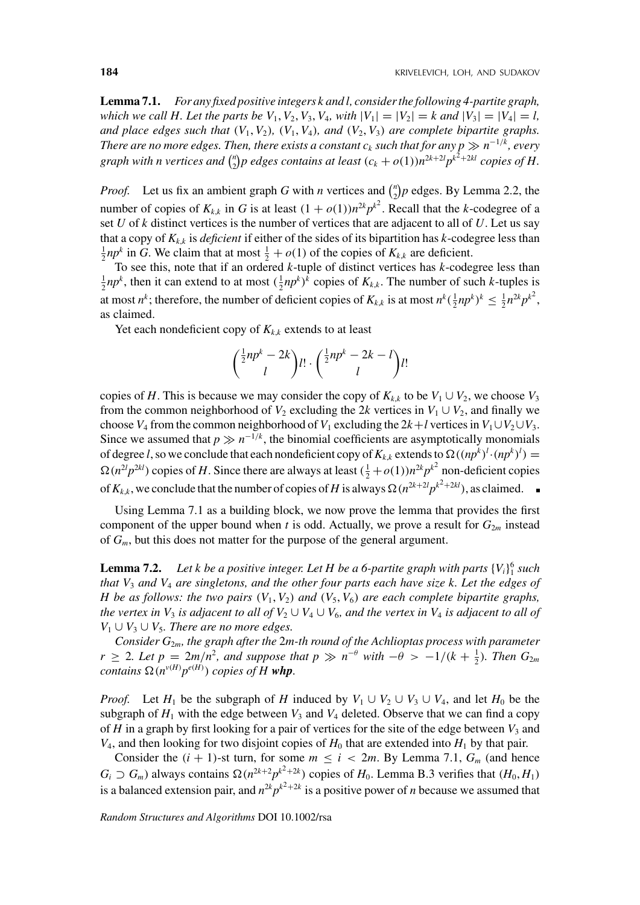**Lemma 7.1.** *For any fixed positive integers $k$ and $l$, consider the following 4-partite graph, which we call $H$. Let the parts be $V_1, V_2, V_3, V_4$, with $|V_1| = |V_2| = k$ and $|V_3| = |V_4| = l$, and place edges such that $(V_1, V_2)$, $(V_1, V_4)$, and $(V_2, V_3)$ are complete bipartite graphs. There are no more edges. Then, there exists a constant $c_k$ such that for any $p \gg n^{-1/k}$, every graph with $n$ vertices and $\binom{n}{2}p$ edges contains at least $(c_k + o(1))n^{2k+2l}p^{k^2+2kl}$ copies of $H$.*

*Proof.* Let us fix an ambient graph $G$ with $n$ vertices and $\binom{n}{2}p$ edges. By Lemma 2.2, the number of copies of $K_{k,k}$ in $G$ is at least $(1 + o(1))n^{2k}p^{k^2}$. Recall that the $k$-codegree of a set $U$ of $k$ distinct vertices is the number of vertices that are adjacent to all of $U$. Let us say that a copy of $K_{k,k}$ is *deficient* if either of the sides of its bipartition has $k$-codegree less than $\frac{1}{2}np^k$ in $G$. We claim that at most $\frac{1}{2} + o(1)$ of the copies of $K_{k,k}$ are deficient.

To see this, note that if an ordered $k$-tuple of distinct vertices has $k$-codegree less than $\frac{1}{2}np^k$, then it can extend to at most $(\frac{1}{2}np^k)^k$ copies of $K_{k,k}$. The number of such $k$-tuples is at most $n^k$; therefore, the number of deficient copies of $K_{k,k}$ is at most $n^k(\frac{1}{2}np^k)^k \le \frac{1}{2}n^{2k}p^{k^2}$, as claimed.

Yet each nondeficient copy of $K_{k,k}$ extends to at least

$$\binom{\frac{1}{2}np^k - 2k}{l} l! \cdot \binom{\frac{1}{2}np^k - 2k - l}{l} l!$$

copies of $H$. This is because we may consider the copy of $K_{k,k}$ to be $V_1 \cup V_2$, we choose $V_3$ from the common neighborhood of $V_2$ excluding the $2k$ vertices in $V_1 \cup V_2$, and finally we choose $V_4$ from the common neighborhood of $V_1$ excluding the $2k+l$ vertices in $V_1 \cup V_2 \cup V_3$. Since we assumed that $p \gg n^{-1/k}$, the binomial coefficients are asymptotically monomials of degree $l$, so we conclude that each nondeficient copy of $K_{k,k}$ extends to $\Omega((np^k)^l \cdot (np^k)^l) = \Omega(n^{2l}p^{2kl})$ copies of $H$. Since there are always at least $(\frac{1}{2} + o(1))n^{2k}p^{k^2}$ non-deficient copies of $K_{k,k}$, we conclude that the number of copies of $H$ is always $\Omega(n^{2k+2l}p^{k^2+2kl})$, as claimed. ∎

Using Lemma 7.1 as a building block, we now prove the lemma that provides the first component of the upper bound when $t$ is odd. Actually, we prove a result for $G_{2m}$ instead of $G_m$, but this does not matter for the purpose of the general argument.

**Lemma 7.2.** *Let $k$ be a positive integer. Let $H$ be a 6-partite graph with parts $\{V_i\}_1^6$ such that $V_3$ and $V_4$ are singletons, and the other four parts each have size $k$. Let the edges of $H$ be as follows: the two pairs $(V_1, V_2)$ and $(V_5, V_6)$ are each complete bipartite graphs, the vertex in $V_3$ is adjacent to all of $V_2 \cup V_4 \cup V_6$, and the vertex in $V_4$ is adjacent to all of $V_1 \cup V_3 \cup V_5$. There are no more edges.*

*Consider $G_{2m}$, the graph after the $2m$-th round of the Achlioptas process with parameter $r \ge 2$. Let $p = 2m/n^2$, and suppose that $p \gg n^{-\theta}$ with $-\theta > -1/(k + \frac{1}{2})$. Then $G_{2m}$ contains $\Omega(n^{v(H)}p^{e(H)})$ copies of $H$* ***whp****.*

*Proof.* Let $H_1$ be the subgraph of $H$ induced by $V_1 \cup V_2 \cup V_3 \cup V_4$, and let $H_0$ be the subgraph of $H_1$ with the edge between $V_3$ and $V_4$ deleted. Observe that we can find a copy of $H$ in a graph by first looking for a pair of vertices for the site of the edge between $V_3$ and $V_4$, and then looking for two disjoint copies of $H_0$ that are extended into $H_1$ by that pair.

Consider the $(i + 1)$-st turn, for some $m \le i < 2m$. By Lemma 7.1, $G_m$ (and hence $G_i \supset G_m$) always contains $\Omega(n^{2k+2}p^{k^2+2k})$ copies of $H_0$. Lemma B.3 verifies that $(H_0, H_1)$ is a balanced extension pair, and $n^{2k}p^{k^2+2k}$ is a positive power of $n$ because we assumed that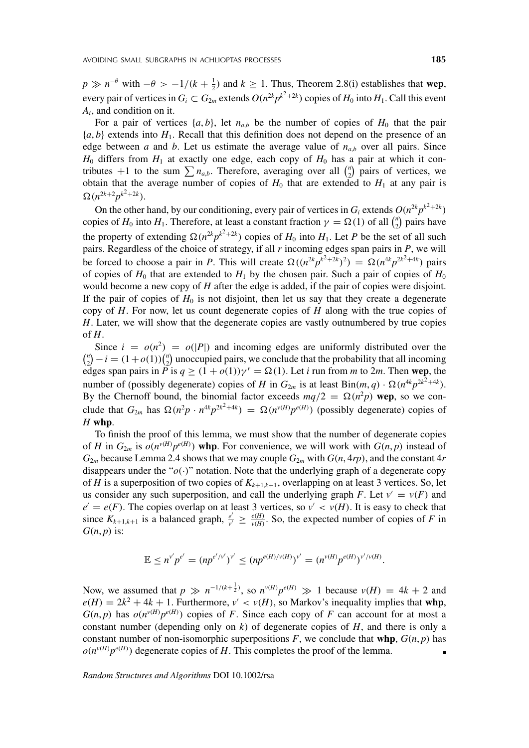$p \gg n^{-\theta}$ with $-\theta > -1/(k+\frac{1}{2})$ and $k \geq 1$. Thus, Theorem 2.8(i) establishes that **wep**, every pair of vertices in $G_i \subset G_{2m}$ extends $O(n^{2k}p^{k^2+2k})$ copies of $H_0$ into $H_1$. Call this event $A_i$, and condition on it.

For a pair of vertices $\{a, b\}$, let $n_{a,b}$ be the number of copies of $H_0$ that the pair $\{a, b\}$ extends into $H_1$. Recall that this definition does not depend on the presence of an edge between $a$ and $b$. Let us estimate the average value of $n_{a,b}$ over all pairs. Since $H_0$ differs from $H_1$ at exactly one edge, each copy of $H_0$ has a pair at which it contributes $+1$ to the sum $\sum n_{a,b}$. Therefore, averaging over all $\binom{n}{2}$ pairs of vertices, we obtain that the average number of copies of $H_0$ that are extended to $H_1$ at any pair is $\Omega(n^{2k+2}p^{k^2+2k})$.

On the other hand, by our conditioning, every pair of vertices in $G_i$ extends $O(n^{2k}p^{k^2+2k})$ copies of $H_0$ into $H_1$. Therefore, at least a constant fraction $\gamma = \Omega(1)$ of all $\binom{n}{2}$ pairs have the property of extending $\Omega(n^{2k}p^{k^2+2k})$ copies of $H_0$ into $H_1$. Let $P$ be the set of all such pairs. Regardless of the choice of strategy, if all $r$ incoming edges span pairs in $P$, we will be forced to choose a pair in $P$. This will create $\Omega((n^{2k}p^{k^2+2k})^2) = \Omega(n^{4k}p^{2k^2+4k})$ pairs of copies of $H_0$ that are extended to $H_1$ by the chosen pair. Such a pair of copies of $H_0$ would become a new copy of $H$ after the edge is added, if the pair of copies were disjoint. If the pair of copies of $H_0$ is not disjoint, then let us say that they create a degenerate copy of $H$. For now, let us count degenerate copies of $H$ along with the true copies of $H$. Later, we will show that the degenerate copies are vastly outnumbered by true copies of $H$.

Since $i = o(n^2) = o(|P|)$ and incoming edges are uniformly distributed over the $\binom{n}{2} - i = (1+o(1))\binom{n}{2}$ unoccupied pairs, we conclude that the probability that all incoming edges span pairs in $P$ is $q \geq (1+o(1))\gamma^r = \Omega(1)$. Let $i$ run from $m$ to $2m$. Then **wep**, the number of (possibly degenerate) copies of $H$ in $G_{2m}$ is at least $\text{Bin}(m, q) \cdot \Omega(n^{4k}p^{2k^2+4k})$. By the Chernoff bound, the binomial factor exceeds $mq/2 = \Omega(n^2p)$ **wep**, so we conclude that $G_{2m}$ has $\Omega(n^2p \cdot n^{4k}p^{2k^2+4k}) = \Omega(n^{v(H)}p^{e(H)})$ (possibly degenerate) copies of $H$ **whp**.

To finish the proof of this lemma, we must show that the number of degenerate copies of $H$ in $G_{2m}$ is $o(n^{v(H)}p^{e(H)})$ **whp**. For convenience, we will work with $G(n, p)$ instead of $G_{2m}$ because Lemma 2.4 shows that we may couple $G_{2m}$ with $G(n, 4rp)$, and the constant $4r$ disappears under the "$o(\cdot)$" notation. Note that the underlying graph of a degenerate copy of $H$ is a superposition of two copies of $K_{k+1,k+1}$, overlapping on at least 3 vertices. So, let us consider any such superposition, and call the underlying graph $F$. Let $v' = v(F)$ and $e' = e(F)$. The copies overlap on at least 3 vertices, so $v' < v(H)$. It is easy to check that since $K_{k+1,k+1}$ is a balanced graph, $\frac{e'}{v'} \geq \frac{e(H)}{v(H)}$. So, the expected number of copies of $F$ in $G(n, p)$ is:

$$\mathbb{E} \leq n^{v'}p^{e'} = (np^{e'/v'})^{v'} \leq (np^{e(H)/v(H)})^{v'} = (n^{v(H)}p^{e(H)})^{v'/v(H)}.$$

Now, we assumed that $p \gg n^{-1/(k+\frac{1}{2})}$, so $n^{v(H)}p^{e(H)} \gg 1$ because $v(H) = 4k+2$ and $e(H) = 2k^2+4k+1$. Furthermore, $v' < v(H)$, so Markov's inequality implies that **whp**, $G(n, p)$ has $o(n^{v(H)}p^{e(H)})$ copies of $F$. Since each copy of $F$ can account for at most a constant number (depending only on $k$) of degenerate copies of $H$, and there is only a constant number of non-isomorphic superpositions $F$, we conclude that **whp**, $G(n, p)$ has $o(n^{v(H)}p^{e(H)})$ degenerate copies of $H$. This completes the proof of the lemma. ∎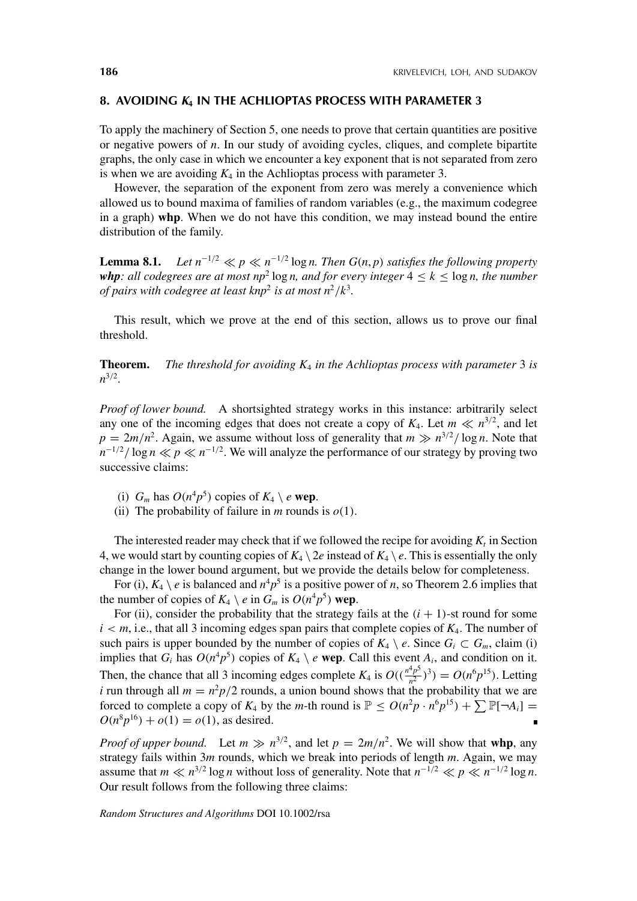## 8. AVOIDING $K_4$ IN THE ACHLIOPTAS PROCESS WITH PARAMETER 3

To apply the machinery of Section 5, one needs to prove that certain quantities are positive or negative powers of $n$. In our study of avoiding cycles, cliques, and complete bipartite graphs, the only case in which we encounter a key exponent that is not separated from zero is when we are avoiding $K_4$ in the Achlioptas process with parameter 3.

However, the separation of the exponent from zero was merely a convenience which allowed us to bound maxima of families of random variables (e.g., the maximum codegree in a graph) **whp**. When we do not have this condition, we may instead bound the entire distribution of the family.

**Lemma 8.1.** *Let $n^{-1/2} \ll p \ll n^{-1/2} \log n$. Then $G(n,p)$ satisfies the following property **whp**: all codegrees are at most $np^2 \log n$, and for every integer $4 \leq k \leq \log n$, the number of pairs with codegree at least $knp^2$ is at most $n^2/k^3$.*

This result, which we prove at the end of this section, allows us to prove our final threshold.

**Theorem.** *The threshold for avoiding $K_4$ in the Achlioptas process with parameter 3 is $n^{3/2}$.*

*Proof of lower bound.* A shortsighted strategy works in this instance: arbitrarily select any one of the incoming edges that does not create a copy of $K_4$. Let $m \ll n^{3/2}$, and let $p = 2m/n^2$. Again, we assume without loss of generality that $m \gg n^{3/2}/\log n$. Note that $n^{-1/2}/\log n \ll p \ll n^{-1/2}$. We will analyze the performance of our strategy by proving two successive claims:

(i) $G_m$ has $O(n^4p^5)$ copies of $K_4 \setminus e$ **wep**.
(ii) The probability of failure in $m$ rounds is $o(1)$.

The interested reader may check that if we followed the recipe for avoiding $K_t$ in Section 4, we would start by counting copies of $K_4 \setminus 2e$ instead of $K_4 \setminus e$. This is essentially the only change in the lower bound argument, but we provide the details below for completeness.

For (i), $K_4 \setminus e$ is balanced and $n^4p^5$ is a positive power of $n$, so Theorem 2.6 implies that the number of copies of $K_4 \setminus e$ in $G_m$ is $O(n^4p^5)$ **wep**.

For (ii), consider the probability that the strategy fails at the $(i+1)$-st round for some $i < m$, i.e., that all 3 incoming edges span pairs that complete copies of $K_4$. The number of such pairs is upper bounded by the number of copies of $K_4 \setminus e$. Since $G_i \subset G_m$, claim (i) implies that $G_i$ has $O(n^4p^5)$ copies of $K_4 \setminus e$ **wep**. Call this event $A_i$, and condition on it. Then, the chance that all 3 incoming edges complete $K_4$ is $O((\frac{n^4p^5}{n^2})^3) = O(n^6p^{15})$. Letting $i$ run through all $m = n^2p/2$ rounds, a union bound shows that the probability that we are forced to complete a copy of $K_4$ by the $m$-th round is $\mathbb{P} \leq O(n^2p \cdot n^6p^{15}) + \sum \mathbb{P}[\neg A_i] = O(n^8p^{16}) + o(1) = o(1)$, as desired. ∎

*Proof of upper bound.* Let $m \gg n^{3/2}$, and let $p = 2m/n^2$. We will show that **whp**, any strategy fails within $3m$ rounds, which we break into periods of length $m$. Again, we may assume that $m \ll n^{3/2} \log n$ without loss of generality. Note that $n^{-1/2} \ll p \ll n^{-1/2} \log n$. Our result follows from the following three claims: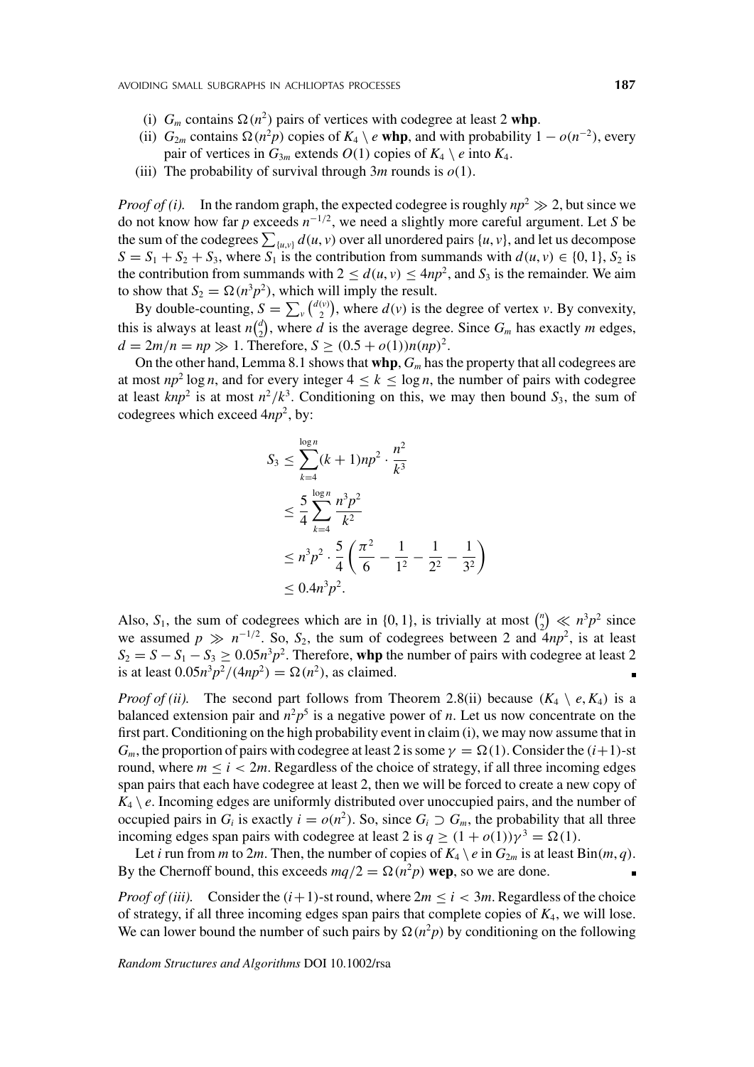(i) $G_m$ contains $\Omega(n^2)$ pairs of vertices with codegree at least 2 **whp**.
(ii) $G_{2m}$ contains $\Omega(n^2 p)$ copies of $K_4 \setminus e$ **whp**, and with probability $1 - o(n^{-2})$, every pair of vertices in $G_{3m}$ extends $O(1)$ copies of $K_4 \setminus e$ into $K_4$.
(iii) The probability of survival through $3m$ rounds is $o(1)$.

*Proof of (i).* In the random graph, the expected codegree is roughly $np^2 \gg 2$, but since we do not know how far $p$ exceeds $n^{-1/2}$, we need a slightly more careful argument. Let $S$ be the sum of the codegrees $\sum_{\{u,v\}} d(u, v)$ over all unordered pairs $\{u, v\}$, and let us decompose $S = S_1 + S_2 + S_3$, where $S_1$ is the contribution from summands with $d(u, v) \in \{0, 1\}$, $S_2$ is the contribution from summands with $2 \leq d(u, v) \leq 4np^2$, and $S_3$ is the remainder. We aim to show that $S_2 = \Omega(n^3 p^2)$, which will imply the result.

By double-counting, $S = \sum_v \binom{d(v)}{2}$, where $d(v)$ is the degree of vertex $v$. By convexity, this is always at least $n\binom{d}{2}$, where $d$ is the average degree. Since $G_m$ has exactly $m$ edges, $d = 2m/n = np \gg 1$. Therefore, $S \geq (0.5 + o(1))n(np)^2$.

On the other hand, Lemma 8.1 shows that **whp**, $G_m$ has the property that all codegrees are at most $np^2 \log n$, and for every integer $4 \leq k \leq \log n$, the number of pairs with codegree at least $knp^2$ is at most $n^2/k^3$. Conditioning on this, we may then bound $S_3$, the sum of codegrees which exceed $4np^2$, by:

$$
\begin{aligned}
S_3 &\leq \sum_{k=4}^{\log n} (k+1)np^2 \cdot \frac{n^2}{k^3} \\
&\leq \frac{5}{4} \sum_{k=4}^{\log n} \frac{n^3 p^2}{k^2} \\
&\leq n^3 p^2 \cdot \frac{5}{4} \left( \frac{\pi^2}{6} - \frac{1}{1^2} - \frac{1}{2^2} - \frac{1}{3^2} \right) \\
&\leq 0.4 n^3 p^2.
\end{aligned}
$$

Also, $S_1$, the sum of codegrees which are in $\{0, 1\}$, is trivially at most $\binom{n}{2} \ll n^3 p^2$ since we assumed $p \gg n^{-1/2}$. So, $S_2$, the sum of codegrees between 2 and $4np^2$, is at least $S_2 = S - S_1 - S_3 \geq 0.05 n^3 p^2$. Therefore, **whp** the number of pairs with codegree at least 2 is at least $0.05 n^3 p^2 / (4np^2) = \Omega(n^2)$, as claimed. ∎

*Proof of (ii).* The second part follows from Theorem 2.8(ii) because $(K_4 \setminus e, K_4)$ is a balanced extension pair and $n^2 p^5$ is a negative power of $n$. Let us now concentrate on the first part. Conditioning on the high probability event in claim (i), we may now assume that in $G_m$, the proportion of pairs with codegree at least 2 is some $\gamma = \Omega(1)$. Consider the $(i+1)$-st round, where $m \leq i < 2m$. Regardless of the choice of strategy, if all three incoming edges span pairs that each have codegree at least 2, then we will be forced to create a new copy of $K_4 \setminus e$. Incoming edges are uniformly distributed over unoccupied pairs, and the number of occupied pairs in $G_i$ is exactly $i = o(n^2)$. So, since $G_i \supset G_m$, the probability that all three incoming edges span pairs with codegree at least 2 is $q \geq (1 + o(1))\gamma^3 = \Omega(1)$.

Let $i$ run from $m$ to $2m$. Then, the number of copies of $K_4 \setminus e$ in $G_{2m}$ is at least $\text{Bin}(m, q)$. By the Chernoff bound, this exceeds $mq/2 = \Omega(n^2 p)$ **wep**, so we are done. ∎

*Proof of (iii).* Consider the $(i+1)$-st round, where $2m \leq i < 3m$. Regardless of the choice of strategy, if all three incoming edges span pairs that complete copies of $K_4$, we will lose. We can lower bound the number of such pairs by $\Omega(n^2 p)$ by conditioning on the following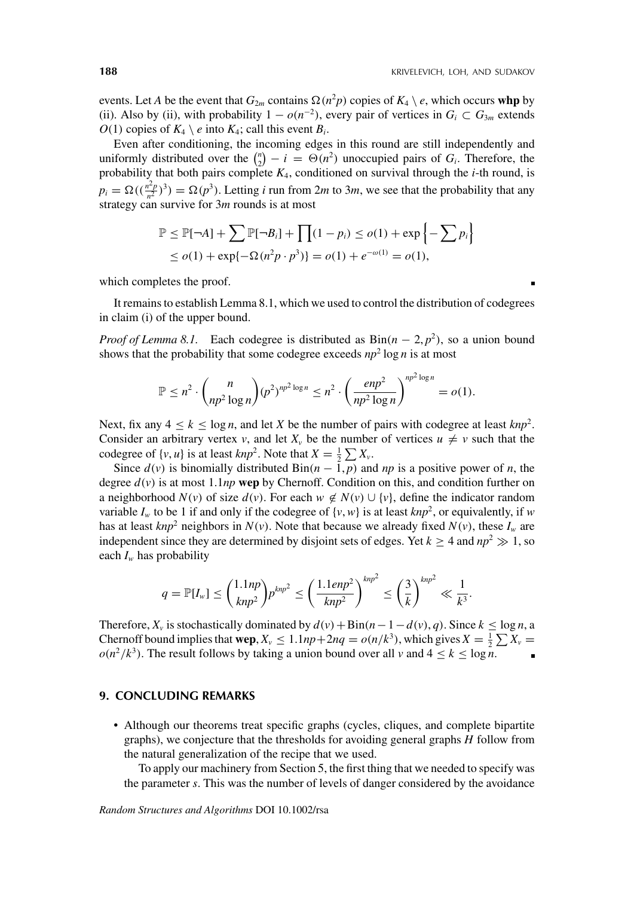events. Let $A$ be the event that $G_{2m}$ contains $\Omega(n^2p)$ copies of $K_4 \setminus e$, which occurs **whp** by (ii). Also by (ii), with probability $1 - o(n^{-2})$, every pair of vertices in $G_i \subset G_{3m}$ extends $O(1)$ copies of $K_4 \setminus e$ into $K_4$; call this event $B_i$.

Even after conditioning, the incoming edges in this round are still independently and uniformly distributed over the $\binom{n}{2} - i = \Theta(n^2)$ unoccupied pairs of $G_i$. Therefore, the probability that both pairs complete $K_4$, conditioned on survival through the $i$-th round, is $p_i = \Omega((\frac{n^2p}{n^2})^3) = \Omega(p^3)$. Letting $i$ run from $2m$ to $3m$, we see that the probability that any strategy can survive for $3m$ rounds is at most

$$\mathbb{P} \le \mathbb{P}[\neg A] + \sum \mathbb{P}[\neg B_i] + \prod(1 - p_i) \le o(1) + \exp\left\{-\sum p_i\right\}$$
$$\le o(1) + \exp\{-\Omega(n^2p \cdot p^3)\} = o(1) + e^{-\omega(1)} = o(1),$$

which completes the proof. ∎

It remains to establish Lemma 8.1, which we used to control the distribution of codegrees in claim (i) of the upper bound.

*Proof of Lemma 8.1.* Each codegree is distributed as $\text{Bin}(n-2, p^2)$, so a union bound shows that the probability that some codegree exceeds $np^2 \log n$ is at most

$$\mathbb{P} \le n^2 \cdot \binom{n}{np^2 \log n} (p^2)^{np^2 \log n} \le n^2 \cdot \left(\frac{enp^2}{np^2 \log n}\right)^{np^2 \log n} = o(1).$$

Next, fix any $4 \le k \le \log n$, and let $X$ be the number of pairs with codegree at least $knp^2$. Consider an arbitrary vertex $v$, and let $X_v$ be the number of vertices $u \ne v$ such that the codegree of $\{v, u\}$ is at least $knp^2$. Note that $X = \frac{1}{2}\sum X_v$.

Since $d(v)$ is binomially distributed $\text{Bin}(n-1, p)$ and $np$ is a positive power of $n$, the degree $d(v)$ is at most $1.1np$ **wep** by Chernoff. Condition on this, and condition further on a neighborhood $N(v)$ of size $d(v)$. For each $w \notin N(v) \cup \{v\}$, define the indicator random variable $I_w$ to be 1 if and only if the codegree of $\{v, w\}$ is at least $knp^2$, or equivalently, if $w$ has at least $knp^2$ neighbors in $N(v)$. Note that because we already fixed $N(v)$, these $I_w$ are independent since they are determined by disjoint sets of edges. Yet $k \ge 4$ and $np^2 \gg 1$, so each $I_w$ has probability

$$q = \mathbb{P}[I_w] \le \binom{1.1np}{knp^2} p^{knp^2} \le \left(\frac{1.1enp^2}{knp^2}\right)^{knp^2} \le \left(\frac{3}{k}\right)^{knp^2} \ll \frac{1}{k^3}.$$

Therefore, $X_v$ is stochastically dominated by $d(v) + \text{Bin}(n-1-d(v), q)$. Since $k \le \log n$, a Chernoff bound implies that **wep**, $X_v \le 1.1np + 2nq = o(n/k^3)$, which gives $X = \frac{1}{2}\sum X_v = o(n^2/k^3)$. The result follows by taking a union bound over all $v$ and $4 \le k \le \log n$. ∎

## 9. CONCLUDING REMARKS

- Although our theorems treat specific graphs (cycles, cliques, and complete bipartite graphs), we conjecture that the thresholds for avoiding general graphs $H$ follow from the natural generalization of the recipe that we used.

  To apply our machinery from Section 5, the first thing that we needed to specify was the parameter $s$. This was the number of levels of danger considered by the avoidance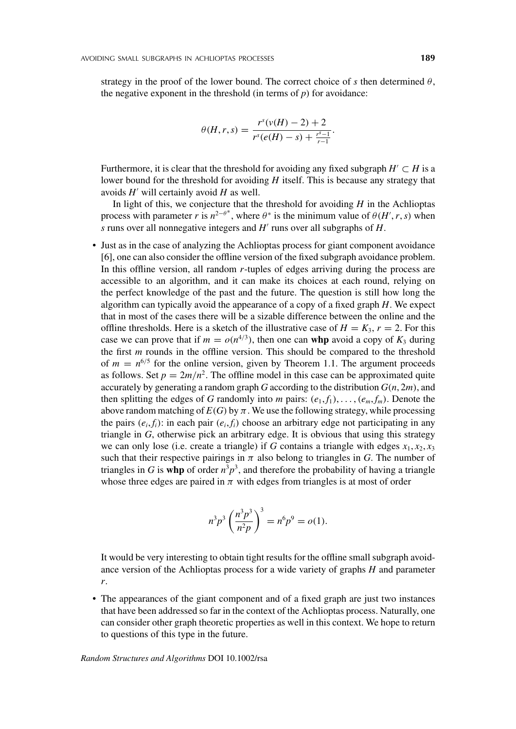strategy in the proof of the lower bound. The correct choice of $s$ then determined $\theta$, the negative exponent in the threshold (in terms of $p$) for avoidance:

$$\theta(H, r, s) = \frac{r^s(v(H) - 2) + 2}{r^s(e(H) - s) + \frac{r^s - 1}{r-1}}.$$

Furthermore, it is clear that the threshold for avoiding any fixed subgraph $H' \subset H$ is a lower bound for the threshold for avoiding $H$ itself. This is because any strategy that avoids $H'$ will certainly avoid $H$ as well.

In light of this, we conjecture that the threshold for avoiding $H$ in the Achlioptas process with parameter $r$ is $n^{2-\theta^*}$, where $\theta^*$ is the minimum value of $\theta(H', r, s)$ when $s$ runs over all nonnegative integers and $H'$ runs over all subgraphs of $H$.

- Just as in the case of analyzing the Achlioptas process for giant component avoidance [6], one can also consider the offline version of the fixed subgraph avoidance problem. In this offline version, all random $r$-tuples of edges arriving during the process are accessible to an algorithm, and it can make its choices at each round, relying on the perfect knowledge of the past and the future. The question is still how long the algorithm can typically avoid the appearance of a copy of a fixed graph $H$. We expect that in most of the cases there will be a sizable difference between the online and the offline thresholds. Here is a sketch of the illustrative case of $H = K_3$, $r = 2$. For this case we can prove that if $m = o(n^{4/3})$, then one can **whp** avoid a copy of $K_3$ during the first $m$ rounds in the offline version. This should be compared to the threshold of $m = n^{6/5}$ for the online version, given by Theorem 1.1. The argument proceeds as follows. Set $p = 2m/n^2$. The offline model in this case can be approximated quite accurately by generating a random graph $G$ according to the distribution $G(n, 2m)$, and then splitting the edges of $G$ randomly into $m$ pairs: $(e_1, f_1), \ldots, (e_m, f_m)$. Denote the above random matching of $E(G)$ by $\pi$. We use the following strategy, while processing the pairs $(e_i, f_i)$: in each pair $(e_i, f_i)$ choose an arbitrary edge not participating in any triangle in $G$, otherwise pick an arbitrary edge. It is obvious that using this strategy we can only lose (i.e. create a triangle) if $G$ contains a triangle with edges $x_1, x_2, x_3$ such that their respective pairings in $\pi$ also belong to triangles in $G$. The number of triangles in $G$ is **whp** of order $n^3p^3$, and therefore the probability of having a triangle whose three edges are paired in $\pi$ with edges from triangles is at most of order

$$n^3p^3\left(\frac{n^3p^3}{n^2p}\right)^3 = n^6p^9 = o(1).$$

It would be very interesting to obtain tight results for the offline small subgraph avoidance version of the Achlioptas process for a wide variety of graphs $H$ and parameter $r$.

- The appearances of the giant component and of a fixed graph are just two instances that have been addressed so far in the context of the Achlioptas process. Naturally, one can consider other graph theoretic properties as well in this context. We hope to return to questions of this type in the future.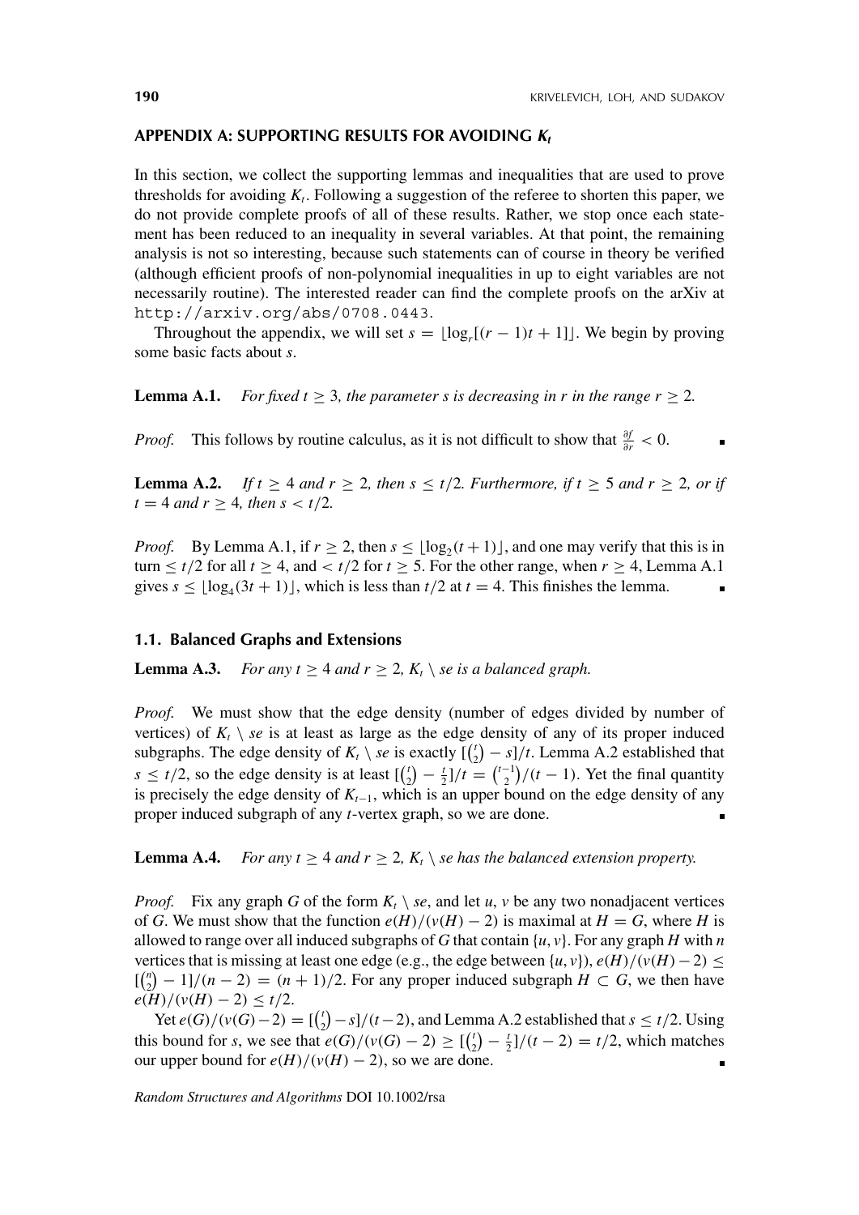## APPENDIX A: SUPPORTING RESULTS FOR AVOIDING $K_t$

In this section, we collect the supporting lemmas and inequalities that are used to prove thresholds for avoiding $K_t$. Following a suggestion of the referee to shorten this paper, we do not provide complete proofs of all of these results. Rather, we stop once each statement has been reduced to an inequality in several variables. At that point, the remaining analysis is not so interesting, because such statements can of course in theory be verified (although efficient proofs of non-polynomial inequalities in up to eight variables are not necessarily routine). The interested reader can find the complete proofs on the arXiv at http://arxiv.org/abs/0708.0443.

Throughout the appendix, we will set $s = \lfloor \log_r[(r-1)t+1] \rfloor$. We begin by proving some basic facts about $s$.

**Lemma A.1.** *For fixed $t \geq 3$, the parameter $s$ is decreasing in $r$ in the range $r \geq 2$.*

*Proof.* This follows by routine calculus, as it is not difficult to show that $\frac{\partial f}{\partial r} < 0$. ∎

**Lemma A.2.** *If $t \geq 4$ and $r \geq 2$, then $s \leq t/2$. Furthermore, if $t \geq 5$ and $r \geq 2$, or if $t = 4$ and $r \geq 4$, then $s < t/2$.*

*Proof.* By Lemma A.1, if $r \geq 2$, then $s \leq \lfloor \log_2(t+1) \rfloor$, and one may verify that this is in turn $\leq t/2$ for all $t \geq 4$, and $< t/2$ for $t \geq 5$. For the other range, when $r \geq 4$, Lemma A.1 gives $s \leq \lfloor \log_4(3t+1) \rfloor$, which is less than $t/2$ at $t = 4$. This finishes the lemma. ∎

### 1.1. Balanced Graphs and Extensions

**Lemma A.3.** *For any $t \geq 4$ and $r \geq 2$, $K_t \setminus se$ is a balanced graph.*

*Proof.* We must show that the edge density (number of edges divided by number of vertices) of $K_t \setminus se$ is at least as large as the edge density of any of its proper induced subgraphs. The edge density of $K_t \setminus se$ is exactly $[\binom{t}{2} - s]/t$. Lemma A.2 established that $s \leq t/2$, so the edge density is at least $[\binom{t}{2} - \frac{t}{2}]/t = \binom{t-1}{2}/(t-1)$. Yet the final quantity is precisely the edge density of $K_{t-1}$, which is an upper bound on the edge density of any proper induced subgraph of any $t$-vertex graph, so we are done. ∎

**Lemma A.4.** *For any $t \geq 4$ and $r \geq 2$, $K_t \setminus se$ has the balanced extension property.*

*Proof.* Fix any graph $G$ of the form $K_t \setminus se$, and let $u, v$ be any two nonadjacent vertices of $G$. We must show that the function $e(H)/(v(H) - 2)$ is maximal at $H = G$, where $H$ is allowed to range over all induced subgraphs of $G$ that contain $\{u, v\}$. For any graph $H$ with $n$ vertices that is missing at least one edge (e.g., the edge between $\{u, v\}$), $e(H)/(v(H) - 2) \leq [\binom{n}{2} - 1]/(n-2) = (n+1)/2$. For any proper induced subgraph $H \subset G$, we then have $e(H)/(v(H) - 2) \leq t/2$.

Yet $e(G)/(v(G) - 2) = [\binom{t}{2} - s]/(t-2)$, and Lemma A.2 established that $s \leq t/2$. Using this bound for $s$, we see that $e(G)/(v(G) - 2) \geq [\binom{t}{2} - \frac{t}{2}]/(t-2) = t/2$, which matches our upper bound for $e(H)/(v(H) - 2)$, so we are done. ∎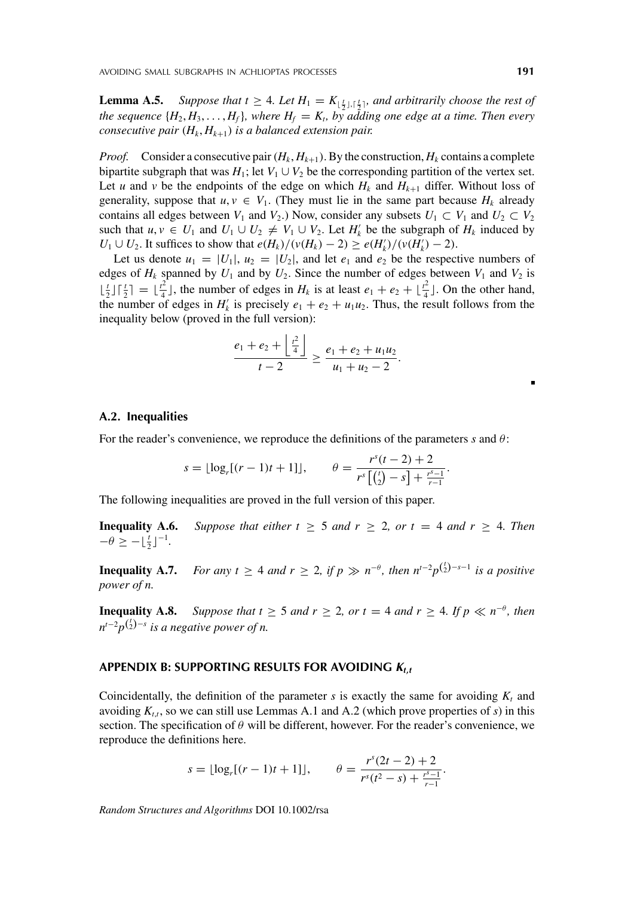**Lemma A.5.** *Suppose that $t \geq 4$. Let $H_1 = K_{\lfloor \frac{t}{2} \rfloor, \lceil \frac{t}{2} \rceil}$, and arbitrarily choose the rest of the sequence $\{H_2, H_3, \ldots, H_f\}$, where $H_f = K_t$, by adding one edge at a time. Then every consecutive pair $(H_k, H_{k+1})$ is a balanced extension pair.*

*Proof.* Consider a consecutive pair $(H_k, H_{k+1})$. By the construction, $H_k$ contains a complete bipartite subgraph that was $H_1$; let $V_1 \cup V_2$ be the corresponding partition of the vertex set. Let $u$ and $v$ be the endpoints of the edge on which $H_k$ and $H_{k+1}$ differ. Without loss of generality, suppose that $u, v \in V_1$. (They must lie in the same part because $H_k$ already contains all edges between $V_1$ and $V_2$.) Now, consider any subsets $U_1 \subset V_1$ and $U_2 \subset V_2$ such that $u, v \in U_1$ and $U_1 \cup U_2 \neq V_1 \cup V_2$. Let $H_k'$ be the subgraph of $H_k$ induced by $U_1 \cup U_2$. It suffices to show that $e(H_k)/(v(H_k) - 2) \geq e(H_k')/(v(H_k') - 2)$.

Let us denote $u_1 = |U_1|$, $u_2 = |U_2|$, and let $e_1$ and $e_2$ be the respective numbers of edges of $H_k$ spanned by $U_1$ and by $U_2$. Since the number of edges between $V_1$ and $V_2$ is $\lfloor \frac{t}{2} \rfloor \lceil \frac{t}{2} \rceil = \lfloor \frac{t^2}{4} \rfloor$, the number of edges in $H_k$ is at least $e_1 + e_2 + \lfloor \frac{t^2}{4} \rfloor$. On the other hand, the number of edges in $H_k'$ is precisely $e_1 + e_2 + u_1 u_2$. Thus, the result follows from the inequality below (proved in the full version):

$$\frac{e_1 + e_2 + \left\lfloor \frac{t^2}{4} \right\rfloor}{t - 2} \geq \frac{e_1 + e_2 + u_1 u_2}{u_1 + u_2 - 2}.$$

∎

## A.2. Inequalities

For the reader's convenience, we reproduce the definitions of the parameters $s$ and $\theta$:

$$s = \lfloor \log_r[(r-1)t + 1] \rfloor, \qquad \theta = \frac{r^s(t-2) + 2}{r^s\left[\binom{t}{2} - s\right] + \frac{r^s - 1}{r - 1}}.$$

The following inequalities are proved in the full version of this paper.

**Inequality A.6.** *Suppose that either $t \geq 5$ and $r \geq 2$, or $t = 4$ and $r \geq 4$. Then $-\theta \geq -\lfloor \frac{t}{2} \rfloor^{-1}$.*

**Inequality A.7.** *For any $t \geq 4$ and $r \geq 2$, if $p \gg n^{-\theta}$, then $n^{t-2} p^{\binom{t}{2} - s - 1}$ is a positive power of $n$.*

**Inequality A.8.** *Suppose that $t \geq 5$ and $r \geq 2$, or $t = 4$ and $r \geq 4$. If $p \ll n^{-\theta}$, then $n^{t-2} p^{\binom{t}{2} - s}$ is a negative power of $n$.*

# APPENDIX B: SUPPORTING RESULTS FOR AVOIDING $K_{t,t}$

Coincidentally, the definition of the parameter $s$ is exactly the same for avoiding $K_t$ and avoiding $K_{t,t}$, so we can still use Lemmas A.1 and A.2 (which prove properties of $s$) in this section. The specification of $\theta$ will be different, however. For the reader's convenience, we reproduce the definitions here.

$$s = \lfloor \log_r[(r-1)t + 1] \rfloor, \qquad \theta = \frac{r^s(2t-2) + 2}{r^s(t^2 - s) + \frac{r^s - 1}{r - 1}}.$$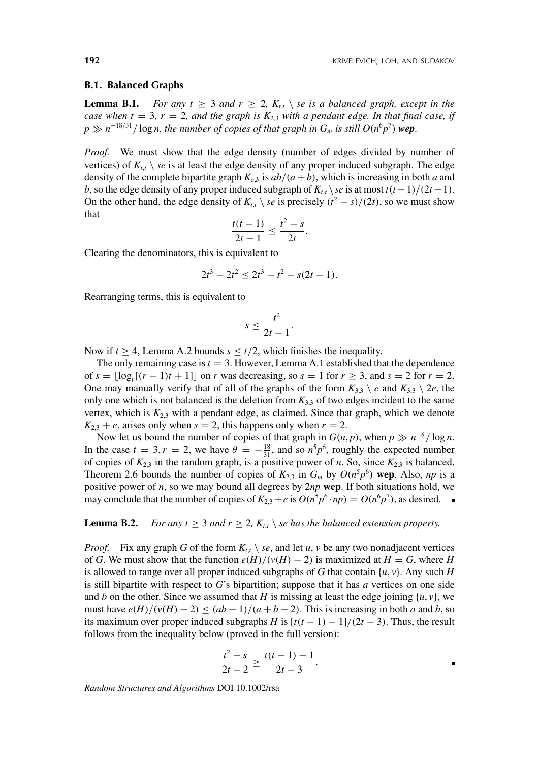### B.1. Balanced Graphs

**Lemma B.1.** *For any $t \geq 3$ and $r \geq 2$, $K_{t,t} \setminus se$ is a balanced graph, except in the case when $t = 3$, $r = 2$, and the graph is $K_{2,3}$ with a pendant edge. In that final case, if $p \gg n^{-18/31}/\log n$, the number of copies of that graph in $G_m$ is still $O(n^6p^7)$* ***wep****.*

*Proof.* We must show that the edge density (number of edges divided by number of vertices) of $K_{t,t} \setminus se$ is at least the edge density of any proper induced subgraph. The edge density of the complete bipartite graph $K_{a,b}$ is $ab/(a+b)$, which is increasing in both $a$ and $b$, so the edge density of any proper induced subgraph of $K_{t,t} \setminus se$ is at most $t(t-1)/(2t-1)$. On the other hand, the edge density of $K_{t,t} \setminus se$ is precisely $(t^2 - s)/(2t)$, so we must show that

$$\frac{t(t-1)}{2t-1} \leq \frac{t^2 - s}{2t}.$$

Clearing the denominators, this is equivalent to

$$2t^3 - 2t^2 \leq 2t^3 - t^2 - s(2t-1).$$

Rearranging terms, this is equivalent to

$$s \leq \frac{t^2}{2t-1}.$$

Now if $t \geq 4$, Lemma A.2 bounds $s \leq t/2$, which finishes the inequality.

The only remaining case is $t = 3$. However, Lemma A.1 established that the dependence of $s = \lfloor \log_r[(r-1)t + 1] \rfloor$ on $r$ was decreasing, so $s = 1$ for $r \geq 3$, and $s = 2$ for $r = 2$. One may manually verify that of all of the graphs of the form $K_{3,3} \setminus e$ and $K_{3,3} \setminus 2e$, the only one which is not balanced is the deletion from $K_{3,3}$ of two edges incident to the same vertex, which is $K_{2,3}$ with a pendant edge, as claimed. Since that graph, which we denote $K_{2,3} + e$, arises only when $s = 2$, this happens only when $r = 2$.

Now let us bound the number of copies of that graph in $G(n,p)$, when $p \gg n^{-\theta}/\log n$. In the case $t = 3, r = 2$, we have $\theta = -\frac{18}{31}$, and so $n^5p^6$, roughly the expected number of copies of $K_{2,3}$ in the random graph, is a positive power of $n$. So, since $K_{2,3}$ is balanced, Theorem 2.6 bounds the number of copies of $K_{2,3}$ in $G_m$ by $O(n^5p^6)$ **wep**. Also, $np$ is a positive power of $n$, so we may bound all degrees by $2np$ **wep**. If both situations hold, we may conclude that the number of copies of $K_{2,3}+e$ is $O(n^5p^6 \cdot np) = O(n^6p^7)$, as desired. ∎

**Lemma B.2.** *For any $t \geq 3$ and $r \geq 2$, $K_{t,t} \setminus se$ has the balanced extension property.*

*Proof.* Fix any graph $G$ of the form $K_{t,t} \setminus se$, and let $u, v$ be any two nonadjacent vertices of $G$. We must show that the function $e(H)/(v(H) - 2)$ is maximized at $H = G$, where $H$ is allowed to range over all proper induced subgraphs of $G$ that contain $\{u, v\}$. Any such $H$ is still bipartite with respect to $G$'s bipartition; suppose that it has $a$ vertices on one side and $b$ on the other. Since we assumed that $H$ is missing at least the edge joining $\{u, v\}$, we must have $e(H)/(v(H) - 2) \leq (ab-1)/(a+b-2)$. This is increasing in both $a$ and $b$, so its maximum over proper induced subgraphs $H$ is $[t(t-1) - 1]/(2t-3)$. Thus, the result follows from the inequality below (proved in the full version):

$$\frac{t^2 - s}{2t-2} \geq \frac{t(t-1) - 1}{2t-3}.$$

∎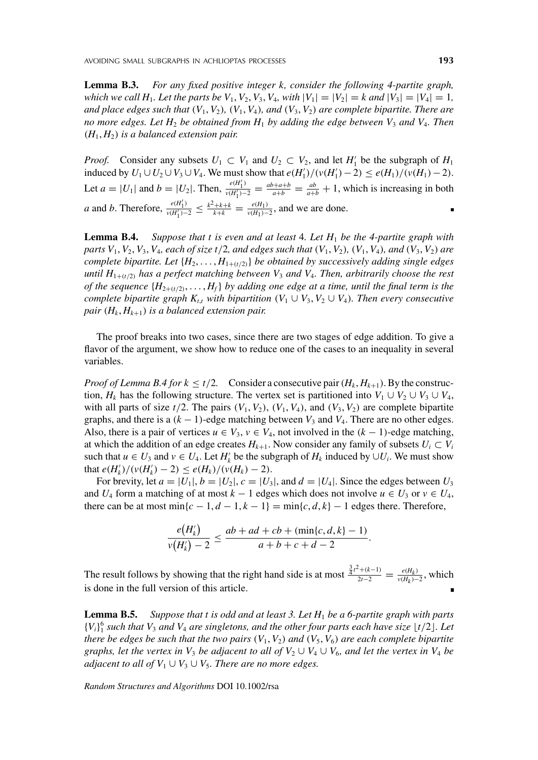**Lemma B.3.** *For any fixed positive integer $k$, consider the following 4-partite graph, which we call $H_1$. Let the parts be $V_1, V_2, V_3, V_4$, with $|V_1| = |V_2| = k$ and $|V_3| = |V_4| = 1$, and place edges such that $(V_1, V_2)$, $(V_1, V_4)$, and $(V_3, V_2)$ are complete bipartite. There are no more edges. Let $H_2$ be obtained from $H_1$ by adding the edge between $V_3$ and $V_4$. Then $(H_1, H_2)$ is a balanced extension pair.*

*Proof.* Consider any subsets $U_1 \subset V_1$ and $U_2 \subset V_2$, and let $H_1'$ be the subgraph of $H_1$ induced by $U_1 \cup U_2 \cup V_3 \cup V_4$. We must show that $e(H_1')/(v(H_1') - 2) \leq e(H_1)/(v(H_1) - 2)$. Let $a = |U_1|$ and $b = |U_2|$. Then, $\frac{e(H_1')}{v(H_1')-2} = \frac{ab+a+b}{a+b} = \frac{ab}{a+b} + 1$, which is increasing in both $a$ and $b$. Therefore, $\frac{e(H_1')}{v(H_1')-2} \leq \frac{k^2+k+k}{k+k} = \frac{e(H_1)}{v(H_1)-2}$, and we are done. ∎

**Lemma B.4.** *Suppose that $t$ is even and at least 4. Let $H_1$ be the 4-partite graph with parts $V_1, V_2, V_3, V_4$, each of size $t/2$, and edges such that $(V_1, V_2)$, $(V_1, V_4)$, and $(V_3, V_2)$ are complete bipartite. Let $\{H_2, \dots, H_{1+(t/2)}\}$ be obtained by successively adding single edges until $H_{1+(t/2)}$ has a perfect matching between $V_3$ and $V_4$. Then, arbitrarily choose the rest of the sequence $\{H_{2+(t/2)}, \dots, H_f\}$ by adding one edge at a time, until the final term is the complete bipartite graph $K_{t,t}$ with bipartition $(V_1 \cup V_3, V_2 \cup V_4)$. Then every consecutive pair $(H_k, H_{k+1})$ is a balanced extension pair.*

The proof breaks into two cases, since there are two stages of edge addition. To give a flavor of the argument, we show how to reduce one of the cases to an inequality in several variables.

*Proof of Lemma B.4 for $k \leq t/2$.* Consider a consecutive pair $(H_k, H_{k+1})$. By the construction, $H_k$ has the following structure. The vertex set is partitioned into $V_1 \cup V_2 \cup V_3 \cup V_4$, with all parts of size $t/2$. The pairs $(V_1, V_2)$, $(V_1, V_4)$, and $(V_3, V_2)$ are complete bipartite graphs, and there is a $(k-1)$-edge matching between $V_3$ and $V_4$. There are no other edges. Also, there is a pair of vertices $u \in V_3$, $v \in V_4$, not involved in the $(k-1)$-edge matching, at which the addition of an edge creates $H_{k+1}$. Now consider any family of subsets $U_i \subset V_i$ such that $u \in U_3$ and $v \in U_4$. Let $H_k'$ be the subgraph of $H_k$ induced by $\cup U_i$. We must show that $e(H_k')/(v(H_k') - 2) \leq e(H_k)/(v(H_k) - 2)$.

For brevity, let $a = |U_1|$, $b = |U_2|$, $c = |U_3|$, and $d = |U_4|$. Since the edges between $U_3$ and $U_4$ form a matching of at most $k-1$ edges which does not involve $u \in U_3$ or $v \in U_4$, there can be at most $\min\{c-1, d-1, k-1\} = \min\{c, d, k\} - 1$ edges there. Therefore,

$$\frac{e(H_k')}{v(H_k') - 2} \leq \frac{ab + ad + cb + (\min\{c, d, k\} - 1)}{a + b + c + d - 2}.$$

The result follows by showing that the right hand side is at most $\frac{\frac{3}{4}t^2+(k-1)}{2t-2} = \frac{e(H_k)}{v(H_k)-2}$, which is done in the full version of this article. ∎

**Lemma B.5.** *Suppose that $t$ is odd and at least 3. Let $H_1$ be a 6-partite graph with parts $\{V_i\}_1^6$ such that $V_3$ and $V_4$ are singletons, and the other four parts each have size $\lfloor t/2 \rfloor$. Let there be edges be such that the two pairs $(V_1, V_2)$ and $(V_5, V_6)$ are each complete bipartite graphs, let the vertex in $V_3$ be adjacent to all of $V_2 \cup V_4 \cup V_6$, and let the vertex in $V_4$ be adjacent to all of $V_1 \cup V_3 \cup V_5$. There are no more edges.*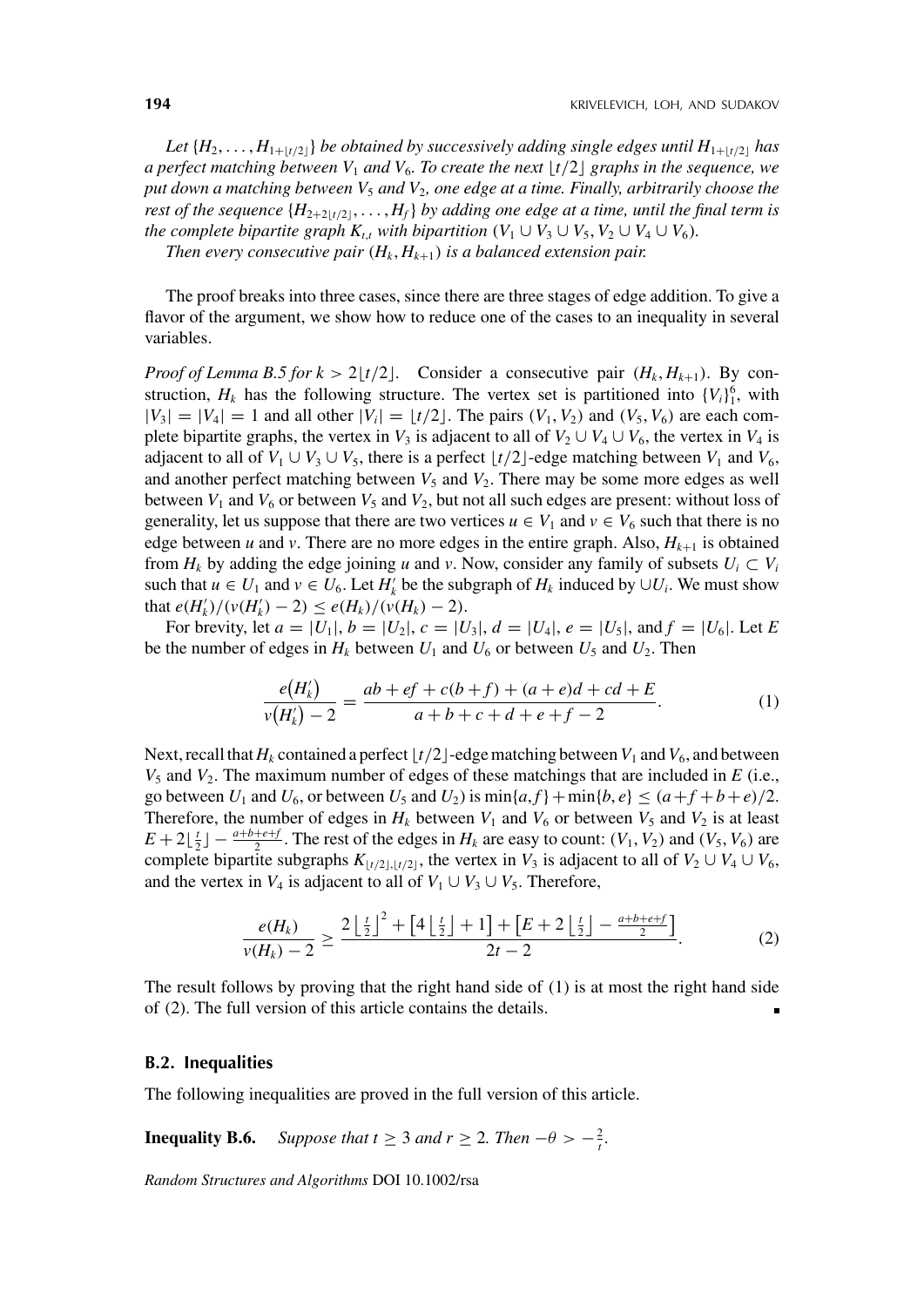*Let $\{H_2, \ldots, H_{1+\lfloor t/2 \rfloor}\}$ be obtained by successively adding single edges until $H_{1+\lfloor t/2 \rfloor}$ has a perfect matching between $V_1$ and $V_6$. To create the next $\lfloor t/2 \rfloor$ graphs in the sequence, we put down a matching between $V_5$ and $V_2$, one edge at a time. Finally, arbitrarily choose the rest of the sequence $\{H_{2+2\lfloor t/2 \rfloor}, \ldots, H_f\}$ by adding one edge at a time, until the final term is the complete bipartite graph $K_{t,t}$ with bipartition $(V_1 \cup V_3 \cup V_5, V_2 \cup V_4 \cup V_6)$.*

*Then every consecutive pair $(H_k, H_{k+1})$ is a balanced extension pair.*

The proof breaks into three cases, since there are three stages of edge addition. To give a flavor of the argument, we show how to reduce one of the cases to an inequality in several variables.

*Proof of Lemma B.5 for $k > 2\lfloor t/2 \rfloor$.* Consider a consecutive pair $(H_k, H_{k+1})$. By construction, $H_k$ has the following structure. The vertex set is partitioned into $\{V_i\}_1^6$, with $|V_3| = |V_4| = 1$ and all other $|V_i| = \lfloor t/2 \rfloor$. The pairs $(V_1, V_2)$ and $(V_5, V_6)$ are each complete bipartite graphs, the vertex in $V_3$ is adjacent to all of $V_2 \cup V_4 \cup V_6$, the vertex in $V_4$ is adjacent to all of $V_1 \cup V_3 \cup V_5$, there is a perfect $\lfloor t/2 \rfloor$-edge matching between $V_1$ and $V_6$, and another perfect matching between $V_5$ and $V_2$. There may be some more edges as well between $V_1$ and $V_6$ or between $V_5$ and $V_2$, but not all such edges are present: without loss of generality, let us suppose that there are two vertices $u \in V_1$ and $v \in V_6$ such that there is no edge between $u$ and $v$. There are no more edges in the entire graph. Also, $H_{k+1}$ is obtained from $H_k$ by adding the edge joining $u$ and $v$. Now, consider any family of subsets $U_i \subset V_i$ such that $u \in U_1$ and $v \in U_6$. Let $H'_k$ be the subgraph of $H_k$ induced by $\cup U_i$. We must show that $e(H'_k)/(v(H'_k) - 2) \leq e(H_k)/(v(H_k) - 2)$.

For brevity, let $a = |U_1|$, $b = |U_2|$, $c = |U_3|$, $d = |U_4|$, $e = |U_5|$, and $f = |U_6|$. Let $E$ be the number of edges in $H_k$ between $U_1$ and $U_6$ or between $U_5$ and $U_2$. Then

$$\frac{e(H'_k)}{v(H'_k) - 2} = \frac{ab + ef + c(b+f) + (a+e)d + cd + E}{a+b+c+d+e+f-2}. \tag{1}$$

Next, recall that $H_k$ contained a perfect $\lfloor t/2 \rfloor$-edge matching between $V_1$ and $V_6$, and between $V_5$ and $V_2$. The maximum number of edges of these matchings that are included in $E$ (i.e., go between $U_1$ and $U_6$, or between $U_5$ and $U_2$) is $\min\{a, f\} + \min\{b, e\} \leq (a+f+b+e)/2$. Therefore, the number of edges in $H_k$ between $V_1$ and $V_6$ or between $V_5$ and $V_2$ is at least $E + 2\lfloor \frac{t}{2} \rfloor - \frac{a+b+e+f}{2}$. The rest of the edges in $H_k$ are easy to count: $(V_1, V_2)$ and $(V_5, V_6)$ are complete bipartite subgraphs $K_{\lfloor t/2 \rfloor, \lfloor t/2 \rfloor}$, the vertex in $V_3$ is adjacent to all of $V_2 \cup V_4 \cup V_6$, and the vertex in $V_4$ is adjacent to all of $V_1 \cup V_3 \cup V_5$. Therefore,

$$\frac{e(H_k)}{v(H_k) - 2} \geq \frac{2\left\lfloor \frac{t}{2} \right\rfloor^2 + \left[4\left\lfloor \frac{t}{2} \right\rfloor + 1\right] + \left[E + 2\left\lfloor \frac{t}{2} \right\rfloor - \frac{a+b+e+f}{2}\right]}{2t-2}. \tag{2}$$

The result follows by proving that the right hand side of (1) is at most the right hand side of (2). The full version of this article contains the details. ∎

## B.2. Inequalities

The following inequalities are proved in the full version of this article.

**Inequality B.6.** *Suppose that $t \geq 3$ and $r \geq 2$. Then $-\theta > -\frac{2}{t}$.*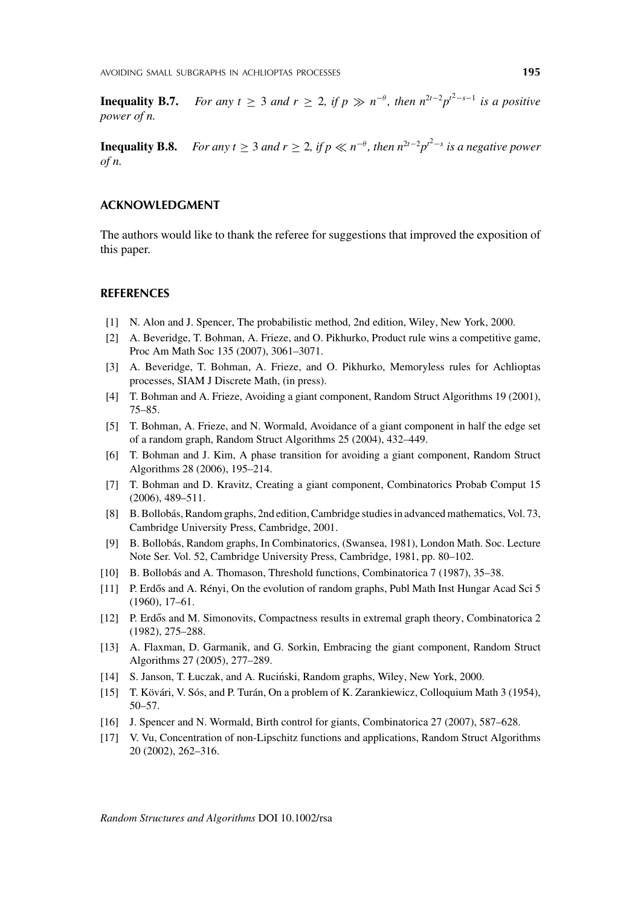**Inequality B.7.** *For any $t \geq 3$ and $r \geq 2$, if $p \gg n^{-\theta}$, then $n^{2t-2}p^{t^2-s-1}$ is a positive power of $n$.*

**Inequality B.8.** *For any $t \geq 3$ and $r \geq 2$, if $p \ll n^{-\theta}$, then $n^{2t-2}p^{t^2-s}$ is a negative power of $n$.*

## ACKNOWLEDGMENT

The authors would like to thank the referee for suggestions that improved the exposition of this paper.

## REFERENCES

[1] N. Alon and J. Spencer, The probabilistic method, 2nd edition, Wiley, New York, 2000.

[2] A. Beveridge, T. Bohman, A. Frieze, and O. Pikhurko, Product rule wins a competitive game, Proc Am Math Soc 135 (2007), 3061–3071.

[3] A. Beveridge, T. Bohman, A. Frieze, and O. Pikhurko, Memoryless rules for Achlioptas processes, SIAM J Discrete Math, (in press).

[4] T. Bohman and A. Frieze, Avoiding a giant component, Random Struct Algorithms 19 (2001), 75–85.

[5] T. Bohman, A. Frieze, and N. Wormald, Avoidance of a giant component in half the edge set of a random graph, Random Struct Algorithms 25 (2004), 432–449.

[6] T. Bohman and J. Kim, A phase transition for avoiding a giant component, Random Struct Algorithms 28 (2006), 195–214.

[7] T. Bohman and D. Kravitz, Creating a giant component, Combinatorics Probab Comput 15 (2006), 489–511.

[8] B. Bollobás, Random graphs, 2nd edition, Cambridge studies in advanced mathematics, Vol. 73, Cambridge University Press, Cambridge, 2001.

[9] B. Bollobás, Random graphs, In Combinatorics, (Swansea, 1981), London Math. Soc. Lecture Note Ser. Vol. 52, Cambridge University Press, Cambridge, 1981, pp. 80–102.

[10] B. Bollobás and A. Thomason, Threshold functions, Combinatorica 7 (1987), 35–38.

[11] P. Erdős and A. Rényi, On the evolution of random graphs, Publ Math Inst Hungar Acad Sci 5 (1960), 17–61.

[12] P. Erdős and M. Simonovits, Compactness results in extremal graph theory, Combinatorica 2 (1982), 275–288.

[13] A. Flaxman, D. Garmanik, and G. Sorkin, Embracing the giant component, Random Struct Algorithms 27 (2005), 277–289.

[14] S. Janson, T. Łuczak, and A. Ruciński, Random graphs, Wiley, New York, 2000.

[15] T. Kövári, V. Sós, and P. Turán, On a problem of K. Zarankiewicz, Colloquium Math 3 (1954), 50–57.

[16] J. Spencer and N. Wormald, Birth control for giants, Combinatorica 27 (2007), 587–628.

[17] V. Vu, Concentration of non-Lipschitz functions and applications, Random Struct Algorithms 20 (2002), 262–316.